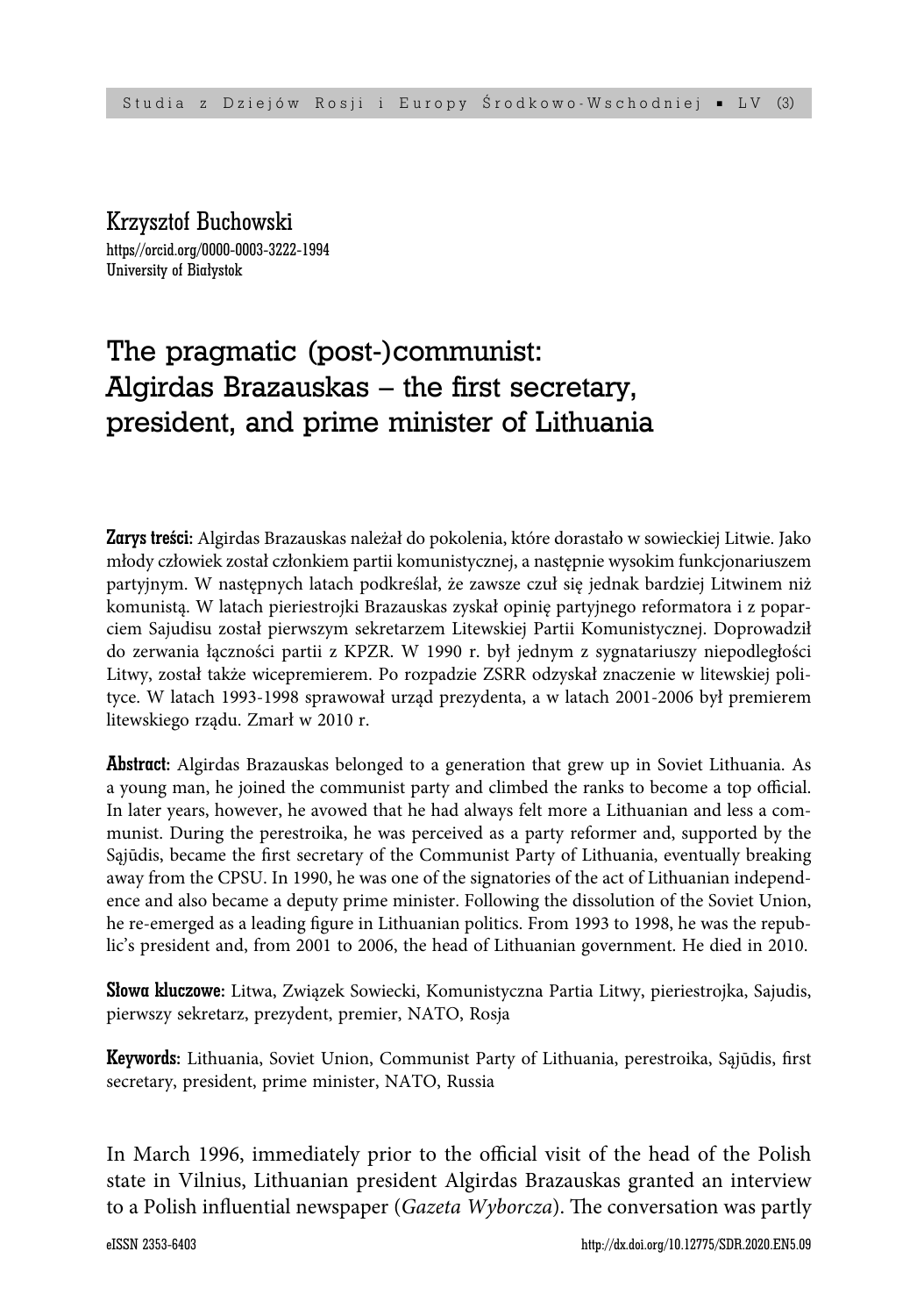Krzysztof Buchowski
https//orcid.org/0000-0003-3222-1994
University of Białystok

# The pragmatic (post-)communist: Algirdas Brazauskas – the first secretary, president, and prime minister of Lithuania

**Zarys treści:** Algirdas Brazauskas należał do pokolenia, które dorastało w sowieckiej Litwie. Jako młody człowiek został członkiem partii komunistycznej, a następnie wysokim funkcjonariuszem partyjnym. W następnych latach podkreślał, że zawsze czuł się jednak bardziej Litwinem niż komunistą. W latach pieriestrojki Brazauskas zyskał opinię partyjnego reformatora i z poparciem Sajudisu został pierwszym sekretarzem Litewskiej Partii Komunistycznej. Doprowadził do zerwania łączności partii z KPZR. W 1990 r. był jednym z sygnatariuszy niepodległości Litwy, został także wicepremierem. Po rozpadzie ZSRR odzyskał znaczenie w litewskiej polityce. W latach 1993-1998 sprawował urząd prezydenta, a w latach 2001-2006 był premierem litewskiego rządu. Zmarł w 2010 r.

**Abstract:** Algirdas Brazauskas belonged to a generation that grew up in Soviet Lithuania. As a young man, he joined the communist party and climbed the ranks to become a top official. In later years, however, he avowed that he had always felt more a Lithuanian and less a communist. During the perestroika, he was perceived as a party reformer and, supported by the Sąjūdis, became the first secretary of the Communist Party of Lithuania, eventually breaking away from the CPSU. In 1990, he was one of the signatories of the act of Lithuanian independence and also became a deputy prime minister. Following the dissolution of the Soviet Union, he re-emerged as a leading figure in Lithuanian politics. From 1993 to 1998, he was the republic's president and, from 2001 to 2006, the head of Lithuanian government. He died in 2010.

**Słowa kluczowe:** Litwa, Związek Sowiecki, Komunistyczna Partia Litwy, pieriestrojka, Sajudis, pierwszy sekretarz, prezydent, premier, NATO, Rosja

**Keywords:** Lithuania, Soviet Union, Communist Party of Lithuania, perestroika, Sąjūdis, first secretary, president, prime minister, NATO, Russia

In March 1996, immediately prior to the official visit of the head of the Polish state in Vilnius, Lithuanian president Algirdas Brazauskas granted an interview to a Polish influential newspaper (*Gazeta Wyborcza*). The conversation was partly

eISSN 2353-6403 http://dx.doi.org/10.12775/SDR.2020.EN5.09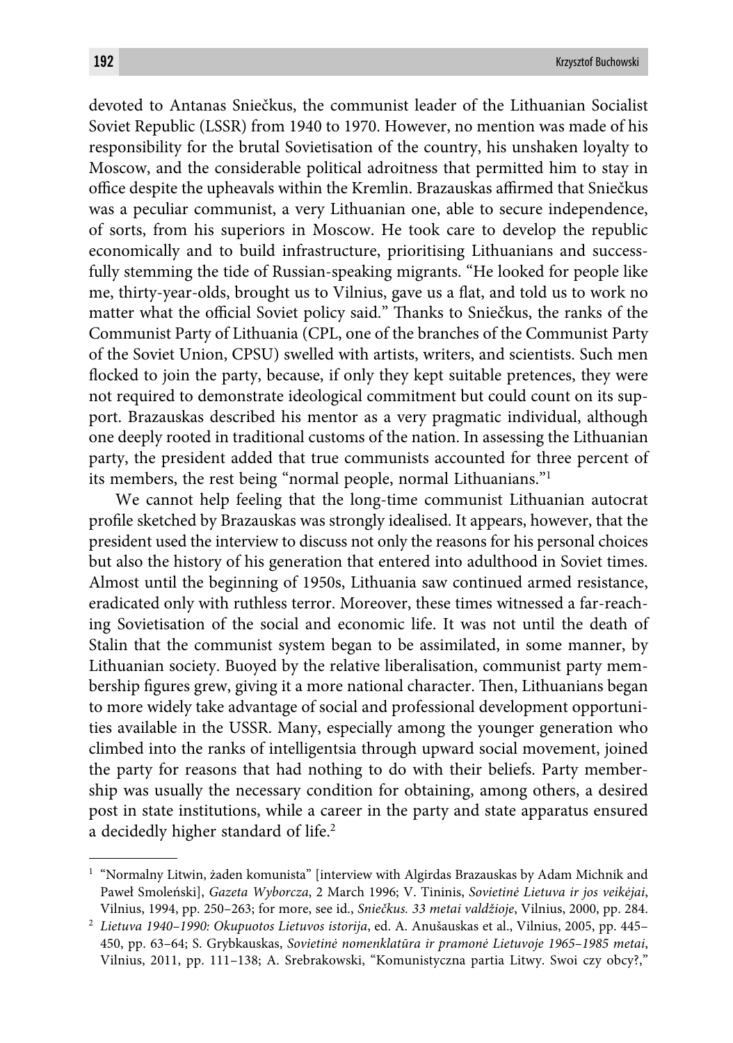devoted to Antanas Sniečkus, the communist leader of the Lithuanian Socialist Soviet Republic (LSSR) from 1940 to 1970. However, no mention was made of his responsibility for the brutal Sovietisation of the country, his unshaken loyalty to Moscow, and the considerable political adroitness that permitted him to stay in office despite the upheavals within the Kremlin. Brazauskas affirmed that Sniečkus was a peculiar communist, a very Lithuanian one, able to secure independence, of sorts, from his superiors in Moscow. He took care to develop the republic economically and to build infrastructure, prioritising Lithuanians and successfully stemming the tide of Russian-speaking migrants. "He looked for people like me, thirty-year-olds, brought us to Vilnius, gave us a flat, and told us to work no matter what the official Soviet policy said." Thanks to Sniečkus, the ranks of the Communist Party of Lithuania (CPL, one of the branches of the Communist Party of the Soviet Union, CPSU) swelled with artists, writers, and scientists. Such men flocked to join the party, because, if only they kept suitable pretences, they were not required to demonstrate ideological commitment but could count on its support. Brazauskas described his mentor as a very pragmatic individual, although one deeply rooted in traditional customs of the nation. In assessing the Lithuanian party, the president added that true communists accounted for three percent of its members, the rest being "normal people, normal Lithuanians."[1]

We cannot help feeling that the long-time communist Lithuanian autocrat profile sketched by Brazauskas was strongly idealised. It appears, however, that the president used the interview to discuss not only the reasons for his personal choices but also the history of his generation that entered into adulthood in Soviet times. Almost until the beginning of 1950s, Lithuania saw continued armed resistance, eradicated only with ruthless terror. Moreover, these times witnessed a far-reaching Sovietisation of the social and economic life. It was not until the death of Stalin that the communist system began to be assimilated, in some manner, by Lithuanian society. Buoyed by the relative liberalisation, communist party membership figures grew, giving it a more national character. Then, Lithuanians began to more widely take advantage of social and professional development opportunities available in the USSR. Many, especially among the younger generation who climbed into the ranks of intelligentsia through upward social movement, joined the party for reasons that had nothing to do with their beliefs. Party membership was usually the necessary condition for obtaining, among others, a desired post in state institutions, while a career in the party and state apparatus ensured a decidedly higher standard of life.[2]

---

[1] "Normalny Litwin, żaden komunista" [interview with Algirdas Brazauskas by Adam Michnik and Paweł Smoleński], *Gazeta Wyborcza*, 2 March 1996; V. Tininis, *Sovietinė Lietuva ir jos veikėjai*, Vilnius, 1994, pp. 250–263; for more, see id., *Sniečkus. 33 metai valdžioje*, Vilnius, 2000, pp. 284.

[2] *Lietuva 1940–1990: Okupuotos Lietuvos istorija*, ed. A. Anušauskas et al., Vilnius, 2005, pp. 445–450, pp. 63–64; S. Grybkauskas, *Sovietinė nomenklatūra ir pramonė Lietuvoje 1965–1985 metai*, Vilnius, 2011, pp. 111–138; A. Srebrakowski, "Komunistyczna partia Litwy. Swoi czy obcy?,"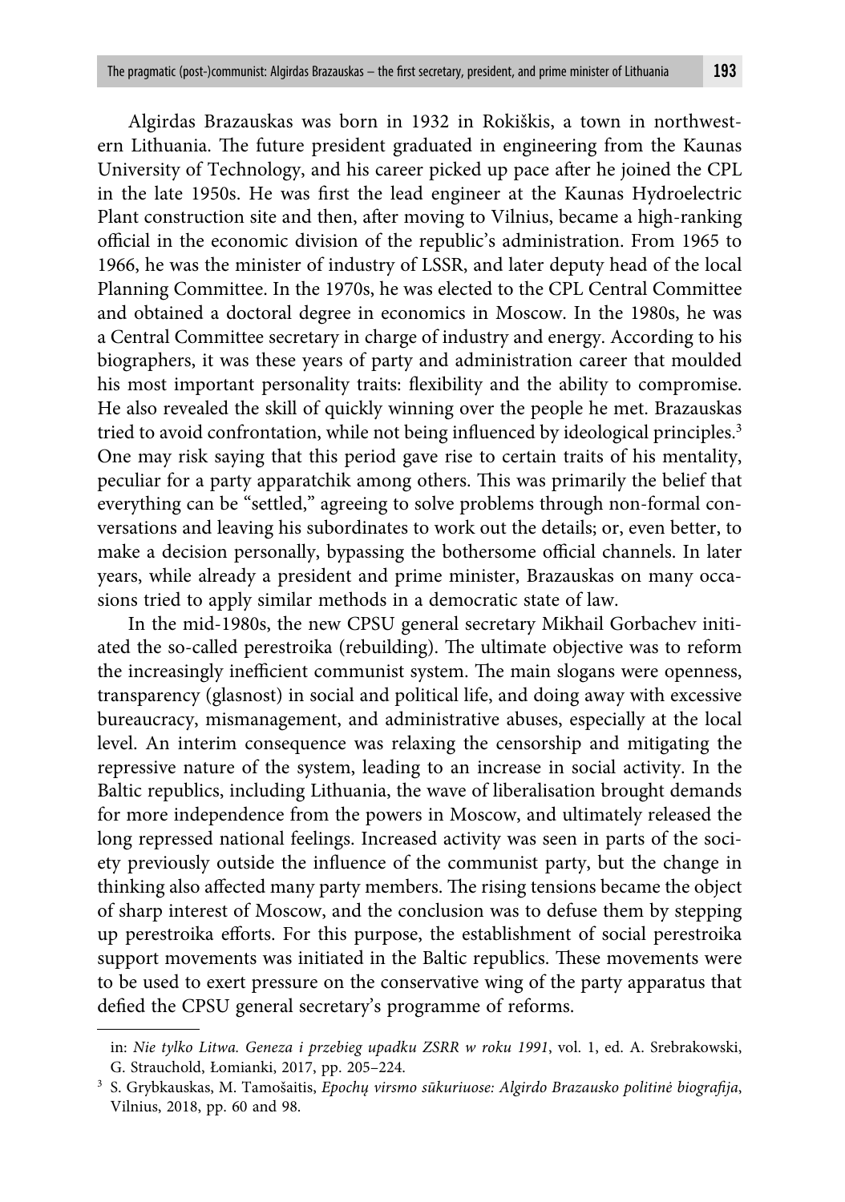Algirdas Brazauskas was born in 1932 in Rokiškis, a town in northwestern Lithuania. The future president graduated in engineering from the Kaunas University of Technology, and his career picked up pace after he joined the CPL in the late 1950s. He was first the lead engineer at the Kaunas Hydroelectric Plant construction site and then, after moving to Vilnius, became a high-ranking official in the economic division of the republic's administration. From 1965 to 1966, he was the minister of industry of LSSR, and later deputy head of the local Planning Committee. In the 1970s, he was elected to the CPL Central Committee and obtained a doctoral degree in economics in Moscow. In the 1980s, he was a Central Committee secretary in charge of industry and energy. According to his biographers, it was these years of party and administration career that moulded his most important personality traits: flexibility and the ability to compromise. He also revealed the skill of quickly winning over the people he met. Brazauskas tried to avoid confrontation, while not being influenced by ideological principles.[3] One may risk saying that this period gave rise to certain traits of his mentality, peculiar for a party apparatchik among others. This was primarily the belief that everything can be "settled," agreeing to solve problems through non-formal conversations and leaving his subordinates to work out the details; or, even better, to make a decision personally, bypassing the bothersome official channels. In later years, while already a president and prime minister, Brazauskas on many occasions tried to apply similar methods in a democratic state of law.

In the mid-1980s, the new CPSU general secretary Mikhail Gorbachev initiated the so-called perestroika (rebuilding). The ultimate objective was to reform the increasingly inefficient communist system. The main slogans were openness, transparency (glasnost) in social and political life, and doing away with excessive bureaucracy, mismanagement, and administrative abuses, especially at the local level. An interim consequence was relaxing the censorship and mitigating the repressive nature of the system, leading to an increase in social activity. In the Baltic republics, including Lithuania, the wave of liberalisation brought demands for more independence from the powers in Moscow, and ultimately released the long repressed national feelings. Increased activity was seen in parts of the society previously outside the influence of the communist party, but the change in thinking also affected many party members. The rising tensions became the object of sharp interest of Moscow, and the conclusion was to defuse them by stepping up perestroika efforts. For this purpose, the establishment of social perestroika support movements was initiated in the Baltic republics. These movements were to be used to exert pressure on the conservative wing of the party apparatus that defied the CPSU general secretary's programme of reforms.

---

in: *Nie tylko Litwa. Geneza i przebieg upadku ZSRR w roku 1991*, vol. 1, ed. A. Srebrakowski, G. Strauchold, Łomianki, 2017, pp. 205–224.

[3] S. Grybkauskas, M. Tamošaitis, *Epochų virsmo sūkuriuose: Algirdo Brazausko politinė biografija*, Vilnius, 2018, pp. 60 and 98.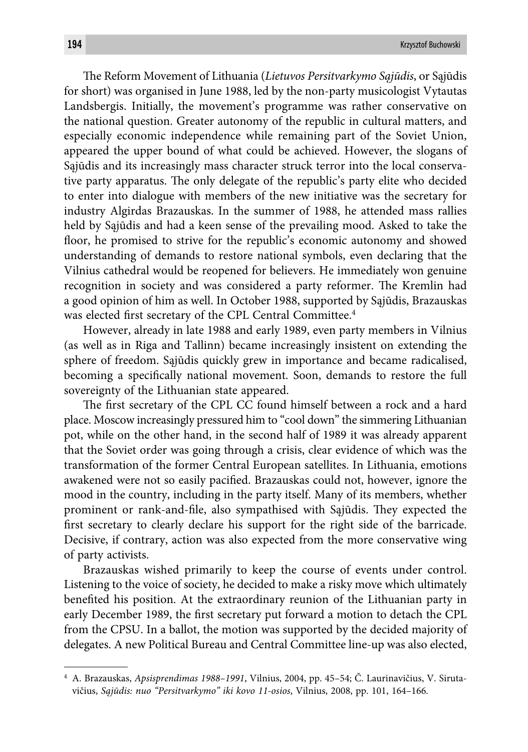The Reform Movement of Lithuania (*Lietuvos Persitvarkymo Sąjūdis*, or Sąjūdis for short) was organised in June 1988, led by the non-party musicologist Vytautas Landsbergis. Initially, the movement's programme was rather conservative on the national question. Greater autonomy of the republic in cultural matters, and especially economic independence while remaining part of the Soviet Union, appeared the upper bound of what could be achieved. However, the slogans of Sąjūdis and its increasingly mass character struck terror into the local conservative party apparatus. The only delegate of the republic's party elite who decided to enter into dialogue with members of the new initiative was the secretary for industry Algirdas Brazauskas. In the summer of 1988, he attended mass rallies held by Sąjūdis and had a keen sense of the prevailing mood. Asked to take the floor, he promised to strive for the republic's economic autonomy and showed understanding of demands to restore national symbols, even declaring that the Vilnius cathedral would be reopened for believers. He immediately won genuine recognition in society and was considered a party reformer. The Kremlin had a good opinion of him as well. In October 1988, supported by Sąjūdis, Brazauskas was elected first secretary of the CPL Central Committee.[4]

However, already in late 1988 and early 1989, even party members in Vilnius (as well as in Riga and Tallinn) became increasingly insistent on extending the sphere of freedom. Sąjūdis quickly grew in importance and became radicalised, becoming a specifically national movement. Soon, demands to restore the full sovereignty of the Lithuanian state appeared.

The first secretary of the CPL CC found himself between a rock and a hard place. Moscow increasingly pressured him to "cool down" the simmering Lithuanian pot, while on the other hand, in the second half of 1989 it was already apparent that the Soviet order was going through a crisis, clear evidence of which was the transformation of the former Central European satellites. In Lithuania, emotions awakened were not so easily pacified. Brazauskas could not, however, ignore the mood in the country, including in the party itself. Many of its members, whether prominent or rank-and-file, also sympathised with Sąjūdis. They expected the first secretary to clearly declare his support for the right side of the barricade. Decisive, if contrary, action was also expected from the more conservative wing of party activists.

Brazauskas wished primarily to keep the course of events under control. Listening to the voice of society, he decided to make a risky move which ultimately benefited his position. At the extraordinary reunion of the Lithuanian party in early December 1989, the first secretary put forward a motion to detach the CPL from the CPSU. In a ballot, the motion was supported by the decided majority of delegates. A new Political Bureau and Central Committee line-up was also elected,

---

[4] A. Brazauskas, *Apsisprendimas 1988–1991*, Vilnius, 2004, pp. 45–54; Č. Laurinavičius, V. Sirutavičius, *Sąjūdis: nuo "Persitvarkymo" iki kovo 11-osios*, Vilnius, 2008, pp. 101, 164–166.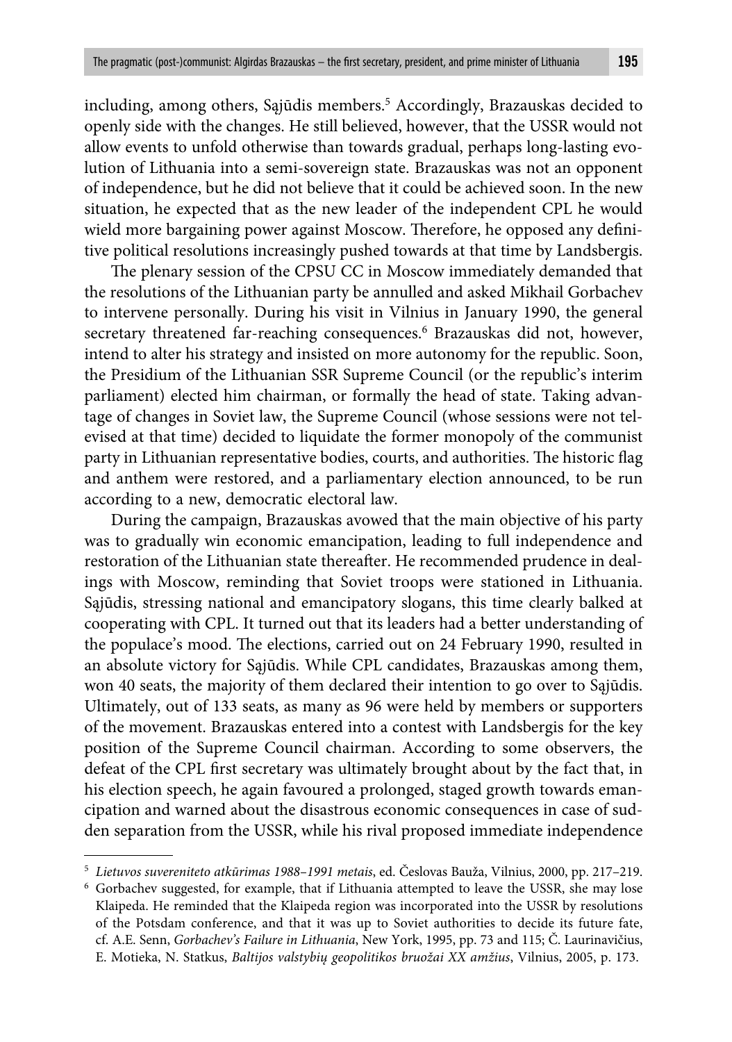including, among others, Sąjūdis members.[5] Accordingly, Brazauskas decided to openly side with the changes. He still believed, however, that the USSR would not allow events to unfold otherwise than towards gradual, perhaps long-lasting evolution of Lithuania into a semi-sovereign state. Brazauskas was not an opponent of independence, but he did not believe that it could be achieved soon. In the new situation, he expected that as the new leader of the independent CPL he would wield more bargaining power against Moscow. Therefore, he opposed any definitive political resolutions increasingly pushed towards at that time by Landsbergis.

The plenary session of the CPSU CC in Moscow immediately demanded that the resolutions of the Lithuanian party be annulled and asked Mikhail Gorbachev to intervene personally. During his visit in Vilnius in January 1990, the general secretary threatened far-reaching consequences.[6] Brazauskas did not, however, intend to alter his strategy and insisted on more autonomy for the republic. Soon, the Presidium of the Lithuanian SSR Supreme Council (or the republic's interim parliament) elected him chairman, or formally the head of state. Taking advantage of changes in Soviet law, the Supreme Council (whose sessions were not televised at that time) decided to liquidate the former monopoly of the communist party in Lithuanian representative bodies, courts, and authorities. The historic flag and anthem were restored, and a parliamentary election announced, to be run according to a new, democratic electoral law.

During the campaign, Brazauskas avowed that the main objective of his party was to gradually win economic emancipation, leading to full independence and restoration of the Lithuanian state thereafter. He recommended prudence in dealings with Moscow, reminding that Soviet troops were stationed in Lithuania. Sąjūdis, stressing national and emancipatory slogans, this time clearly balked at cooperating with CPL. It turned out that its leaders had a better understanding of the populace's mood. The elections, carried out on 24 February 1990, resulted in an absolute victory for Sąjūdis. While CPL candidates, Brazauskas among them, won 40 seats, the majority of them declared their intention to go over to Sąjūdis. Ultimately, out of 133 seats, as many as 96 were held by members or supporters of the movement. Brazauskas entered into a contest with Landsbergis for the key position of the Supreme Council chairman. According to some observers, the defeat of the CPL first secretary was ultimately brought about by the fact that, in his election speech, he again favoured a prolonged, staged growth towards emancipation and warned about the disastrous economic consequences in case of sudden separation from the USSR, while his rival proposed immediate independence

---

[5] *Lietuvos suvereniteto atkūrimas 1988–1991 metais*, ed. Česlovas Bauža, Vilnius, 2000, pp. 217–219.

[6] Gorbachev suggested, for example, that if Lithuania attempted to leave the USSR, she may lose Klaipeda. He reminded that the Klaipeda region was incorporated into the USSR by resolutions of the Potsdam conference, and that it was up to Soviet authorities to decide its future fate, cf. A.E. Senn, *Gorbachev's Failure in Lithuania*, New York, 1995, pp. 73 and 115; Č. Laurinavičius, E. Motieka, N. Statkus, *Baltijos valstybių geopolitikos bruožai XX amžius*, Vilnius, 2005, p. 173.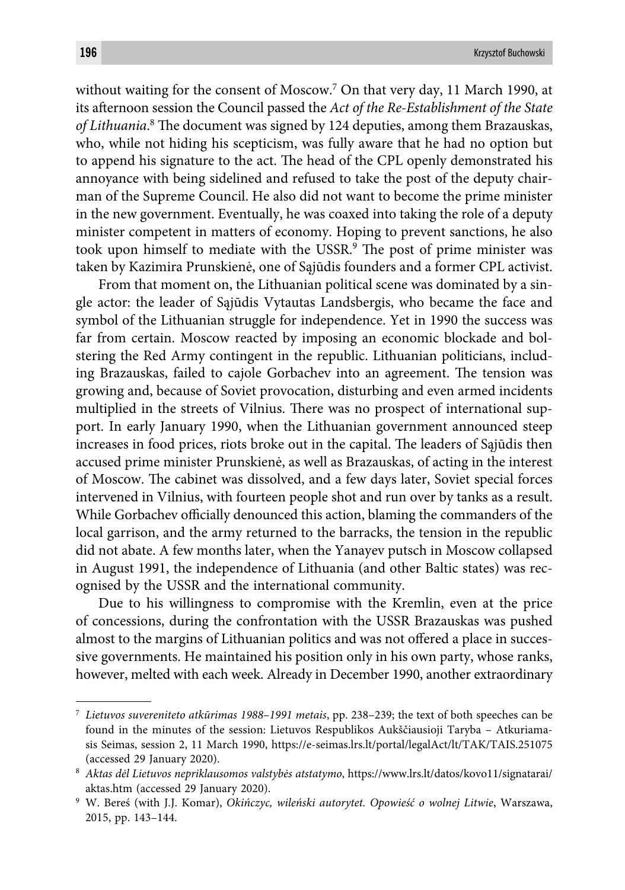without waiting for the consent of Moscow.[7] On that very day, 11 March 1990, at its afternoon session the Council passed the *Act of the Re-Establishment of the State of Lithuania*.[8] The document was signed by 124 deputies, among them Brazauskas, who, while not hiding his scepticism, was fully aware that he had no option but to append his signature to the act. The head of the CPL openly demonstrated his annoyance with being sidelined and refused to take the post of the deputy chairman of the Supreme Council. He also did not want to become the prime minister in the new government. Eventually, he was coaxed into taking the role of a deputy minister competent in matters of economy. Hoping to prevent sanctions, he also took upon himself to mediate with the USSR.[9] The post of prime minister was taken by Kazimira Prunskienė, one of Sąjūdis founders and a former CPL activist.

From that moment on, the Lithuanian political scene was dominated by a single actor: the leader of Sąjūdis Vytautas Landsbergis, who became the face and symbol of the Lithuanian struggle for independence. Yet in 1990 the success was far from certain. Moscow reacted by imposing an economic blockade and bolstering the Red Army contingent in the republic. Lithuanian politicians, including Brazauskas, failed to cajole Gorbachev into an agreement. The tension was growing and, because of Soviet provocation, disturbing and even armed incidents multiplied in the streets of Vilnius. There was no prospect of international support. In early January 1990, when the Lithuanian government announced steep increases in food prices, riots broke out in the capital. The leaders of Sąjūdis then accused prime minister Prunskienė, as well as Brazauskas, of acting in the interest of Moscow. The cabinet was dissolved, and a few days later, Soviet special forces intervened in Vilnius, with fourteen people shot and run over by tanks as a result. While Gorbachev officially denounced this action, blaming the commanders of the local garrison, and the army returned to the barracks, the tension in the republic did not abate. A few months later, when the Yanayev putsch in Moscow collapsed in August 1991, the independence of Lithuania (and other Baltic states) was recognised by the USSR and the international community.

Due to his willingness to compromise with the Kremlin, even at the price of concessions, during the confrontation with the USSR Brazauskas was pushed almost to the margins of Lithuanian politics and was not offered a place in successive governments. He maintained his position only in his own party, whose ranks, however, melted with each week. Already in December 1990, another extraordinary

---

[7] *Lietuvos suvereniteto atkūrimas 1988–1991 metais*, pp. 238–239; the text of both speeches can be found in the minutes of the session: Lietuvos Respublikos Aukščiausioji Taryba – Atkuriamasis Seimas, session 2, 11 March 1990, https://e-seimas.lrs.lt/portal/legalAct/lt/TAK/TAIS.251075 (accessed 29 January 2020).

[8] *Aktas dėl Lietuvos nepriklausomos valstybės atstatymo*, https://www.lrs.lt/datos/kovo11/signatarai/aktas.htm (accessed 29 January 2020).

[9] W. Bereś (with J.J. Komar), *Okińczyc, wileński autorytet. Opowieść o wolnej Litwie*, Warszawa, 2015, pp. 143–144.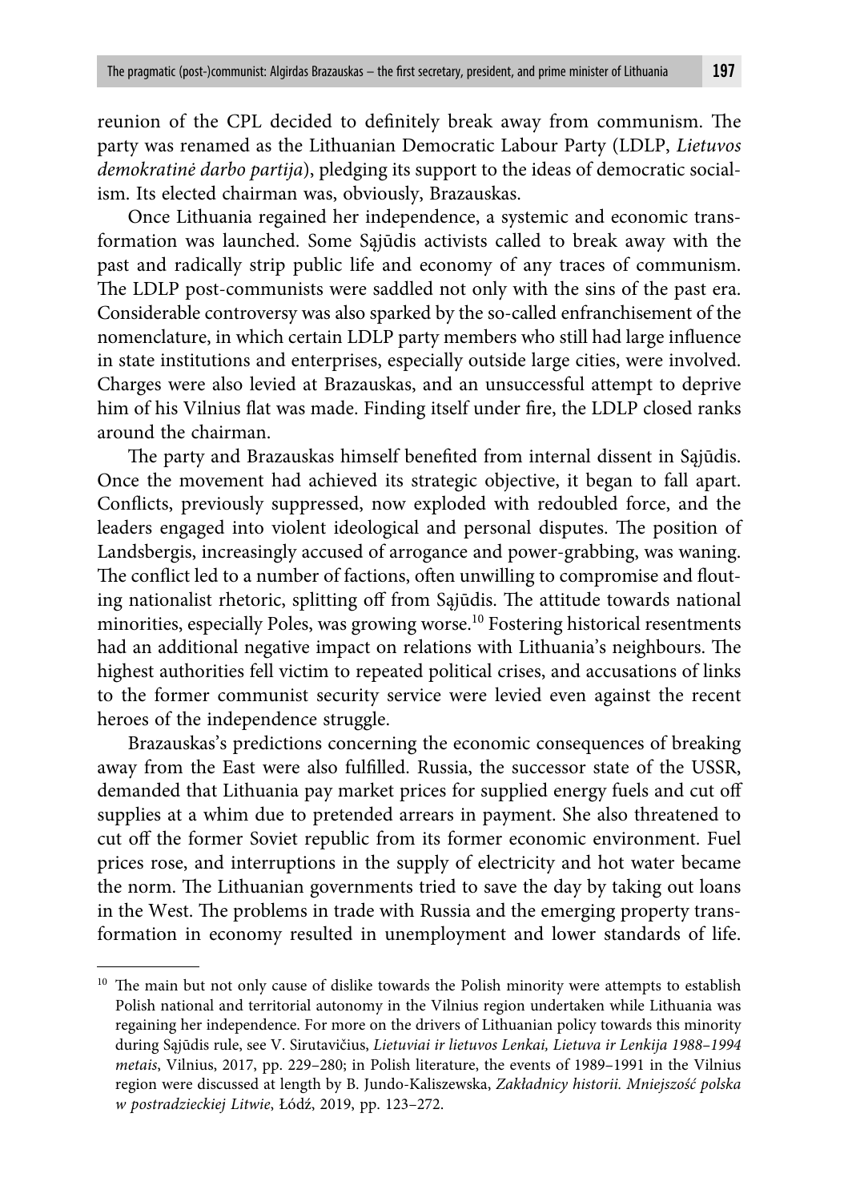reunion of the CPL decided to definitely break away from communism. The party was renamed as the Lithuanian Democratic Labour Party (LDLP, *Lietuvos demokratinė darbo partija*), pledging its support to the ideas of democratic socialism. Its elected chairman was, obviously, Brazauskas.

Once Lithuania regained her independence, a systemic and economic transformation was launched. Some Sąjūdis activists called to break away with the past and radically strip public life and economy of any traces of communism. The LDLP post-communists were saddled not only with the sins of the past era. Considerable controversy was also sparked by the so-called enfranchisement of the nomenclature, in which certain LDLP party members who still had large influence in state institutions and enterprises, especially outside large cities, were involved. Charges were also levied at Brazauskas, and an unsuccessful attempt to deprive him of his Vilnius flat was made. Finding itself under fire, the LDLP closed ranks around the chairman.

The party and Brazauskas himself benefited from internal dissent in Sąjūdis. Once the movement had achieved its strategic objective, it began to fall apart. Conflicts, previously suppressed, now exploded with redoubled force, and the leaders engaged into violent ideological and personal disputes. The position of Landsbergis, increasingly accused of arrogance and power-grabbing, was waning. The conflict led to a number of factions, often unwilling to compromise and flouting nationalist rhetoric, splitting off from Sąjūdis. The attitude towards national minorities, especially Poles, was growing worse.[10] Fostering historical resentments had an additional negative impact on relations with Lithuania's neighbours. The highest authorities fell victim to repeated political crises, and accusations of links to the former communist security service were levied even against the recent heroes of the independence struggle.

Brazauskas's predictions concerning the economic consequences of breaking away from the East were also fulfilled. Russia, the successor state of the USSR, demanded that Lithuania pay market prices for supplied energy fuels and cut off supplies at a whim due to pretended arrears in payment. She also threatened to cut off the former Soviet republic from its former economic environment. Fuel prices rose, and interruptions in the supply of electricity and hot water became the norm. The Lithuanian governments tried to save the day by taking out loans in the West. The problems in trade with Russia and the emerging property transformation in economy resulted in unemployment and lower standards of life.

---

[10] The main but not only cause of dislike towards the Polish minority were attempts to establish Polish national and territorial autonomy in the Vilnius region undertaken while Lithuania was regaining her independence. For more on the drivers of Lithuanian policy towards this minority during Sąjūdis rule, see V. Sirutavičius, *Lietuviai ir lietuvos Lenkai, Lietuva ir Lenkija 1988–1994 metais*, Vilnius, 2017, pp. 229–280; in Polish literature, the events of 1989–1991 in the Vilnius region were discussed at length by B. Jundo-Kaliszewska, *Zakładnicy historii. Mniejszość polska w postradzieckiej Litwie*, Łódź, 2019, pp. 123–272.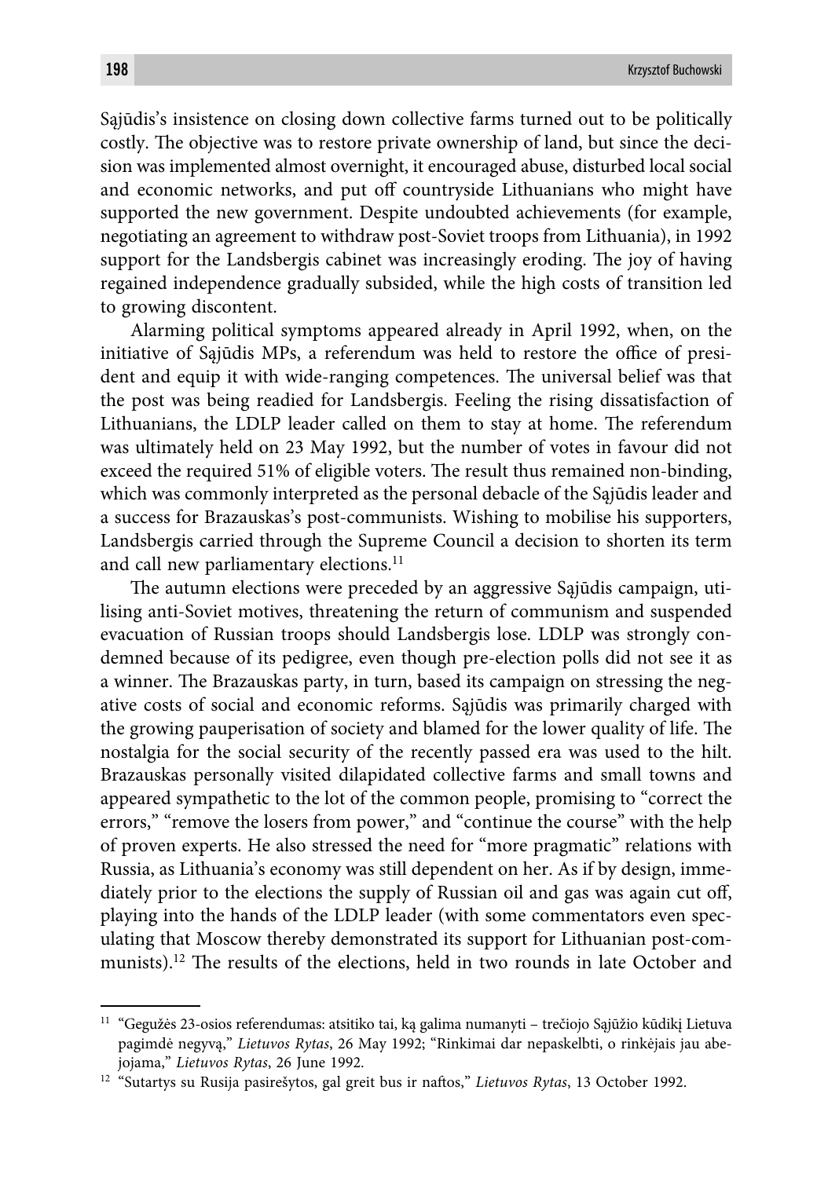Sąjūdis's insistence on closing down collective farms turned out to be politically costly. The objective was to restore private ownership of land, but since the decision was implemented almost overnight, it encouraged abuse, disturbed local social and economic networks, and put off countryside Lithuanians who might have supported the new government. Despite undoubted achievements (for example, negotiating an agreement to withdraw post-Soviet troops from Lithuania), in 1992 support for the Landsbergis cabinet was increasingly eroding. The joy of having regained independence gradually subsided, while the high costs of transition led to growing discontent.

Alarming political symptoms appeared already in April 1992, when, on the initiative of Sąjūdis MPs, a referendum was held to restore the office of president and equip it with wide-ranging competences. The universal belief was that the post was being readied for Landsbergis. Feeling the rising dissatisfaction of Lithuanians, the LDLP leader called on them to stay at home. The referendum was ultimately held on 23 May 1992, but the number of votes in favour did not exceed the required 51% of eligible voters. The result thus remained non-binding, which was commonly interpreted as the personal debacle of the Sąjūdis leader and a success for Brazauskas's post-communists. Wishing to mobilise his supporters, Landsbergis carried through the Supreme Council a decision to shorten its term and call new parliamentary elections.[11]

The autumn elections were preceded by an aggressive Sąjūdis campaign, utilising anti-Soviet motives, threatening the return of communism and suspended evacuation of Russian troops should Landsbergis lose. LDLP was strongly condemned because of its pedigree, even though pre-election polls did not see it as a winner. The Brazauskas party, in turn, based its campaign on stressing the negative costs of social and economic reforms. Sąjūdis was primarily charged with the growing pauperisation of society and blamed for the lower quality of life. The nostalgia for the social security of the recently passed era was used to the hilt. Brazauskas personally visited dilapidated collective farms and small towns and appeared sympathetic to the lot of the common people, promising to "correct the errors," "remove the losers from power," and "continue the course" with the help of proven experts. He also stressed the need for "more pragmatic" relations with Russia, as Lithuania's economy was still dependent on her. As if by design, immediately prior to the elections the supply of Russian oil and gas was again cut off, playing into the hands of the LDLP leader (with some commentators even speculating that Moscow thereby demonstrated its support for Lithuanian post-communists).[12] The results of the elections, held in two rounds in late October and

---

[11] "Gegužės 23-osios referendumas: atsitiko tai, ką galima numanyti – trečiojo Sąjūžio kūdikį Lietuva pagimdė negyvą," *Lietuvos Rytas*, 26 May 1992; "Rinkimai dar nepaskelbti, o rinkėjais jau abejojama," *Lietuvos Rytas*, 26 June 1992.

[12] "Sutartys su Rusija pasirešytos, gal greit bus ir naftos," *Lietuvos Rytas*, 13 October 1992.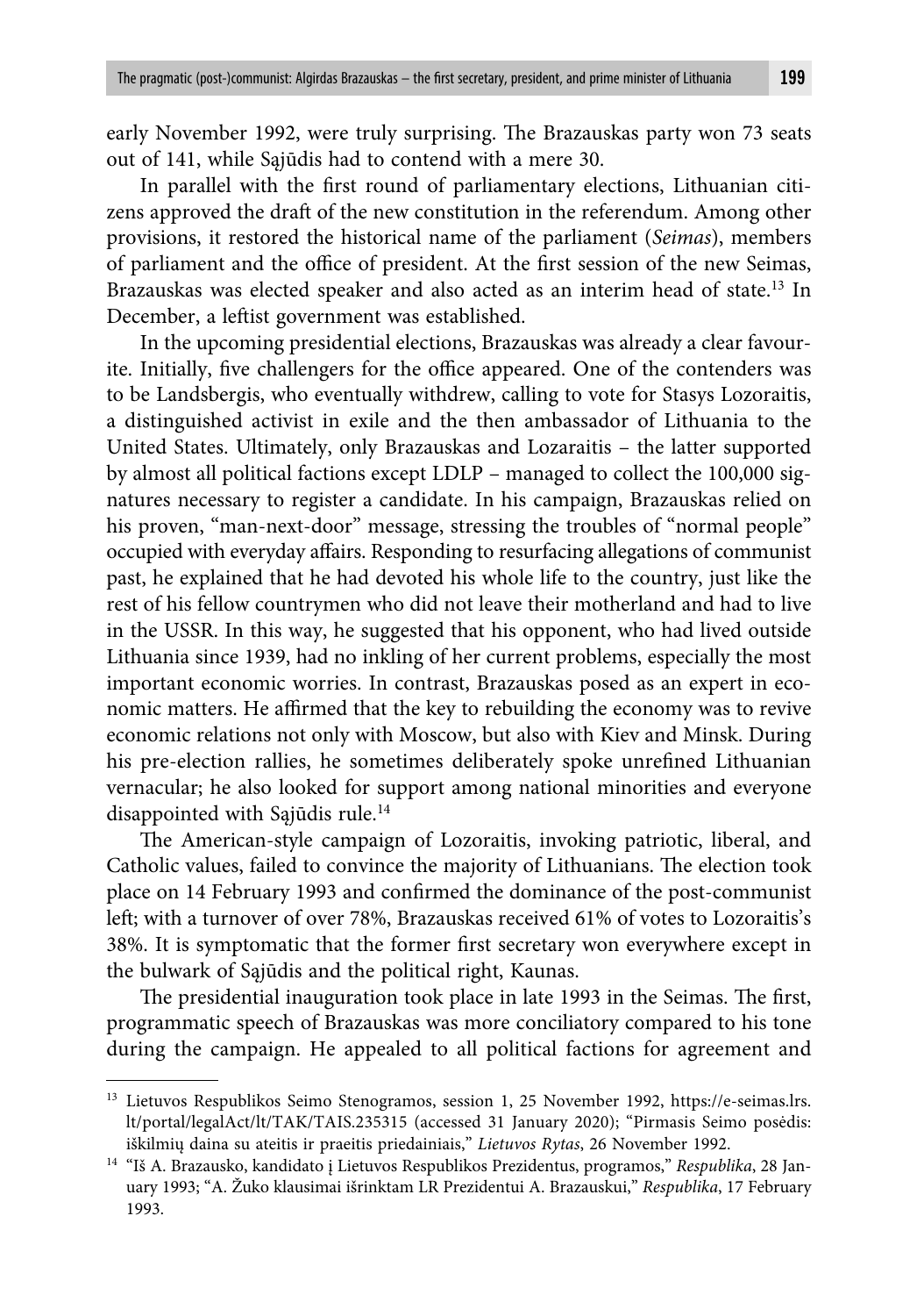early November 1992, were truly surprising. The Brazauskas party won 73 seats out of 141, while Sąjūdis had to contend with a mere 30.

In parallel with the first round of parliamentary elections, Lithuanian citizens approved the draft of the new constitution in the referendum. Among other provisions, it restored the historical name of the parliament (*Seimas*), members of parliament and the office of president. At the first session of the new Seimas, Brazauskas was elected speaker and also acted as an interim head of state.[13] In December, a leftist government was established.

In the upcoming presidential elections, Brazauskas was already a clear favourite. Initially, five challengers for the office appeared. One of the contenders was to be Landsbergis, who eventually withdrew, calling to vote for Stasys Lozoraitis, a distinguished activist in exile and the then ambassador of Lithuania to the United States. Ultimately, only Brazauskas and Lozaraitis – the latter supported by almost all political factions except LDLP – managed to collect the 100,000 signatures necessary to register a candidate. In his campaign, Brazauskas relied on his proven, "man-next-door" message, stressing the troubles of "normal people" occupied with everyday affairs. Responding to resurfacing allegations of communist past, he explained that he had devoted his whole life to the country, just like the rest of his fellow countrymen who did not leave their motherland and had to live in the USSR. In this way, he suggested that his opponent, who had lived outside Lithuania since 1939, had no inkling of her current problems, especially the most important economic worries. In contrast, Brazauskas posed as an expert in economic matters. He affirmed that the key to rebuilding the economy was to revive economic relations not only with Moscow, but also with Kiev and Minsk. During his pre-election rallies, he sometimes deliberately spoke unrefined Lithuanian vernacular; he also looked for support among national minorities and everyone disappointed with Sąjūdis rule.[14]

The American-style campaign of Lozoraitis, invoking patriotic, liberal, and Catholic values, failed to convince the majority of Lithuanians. The election took place on 14 February 1993 and confirmed the dominance of the post-communist left; with a turnover of over 78%, Brazauskas received 61% of votes to Lozoraitis's 38%. It is symptomatic that the former first secretary won everywhere except in the bulwark of Sąjūdis and the political right, Kaunas.

The presidential inauguration took place in late 1993 in the Seimas. The first, programmatic speech of Brazauskas was more conciliatory compared to his tone during the campaign. He appealed to all political factions for agreement and

---

[13] Lietuvos Respublikos Seimo Stenogramos, session 1, 25 November 1992, https://e-seimas.lrs.lt/portal/legalAct/lt/TAK/TAIS.235315 (accessed 31 January 2020); "Pirmasis Seimo posėdis: iškilmių daina su ateitis ir praeitis priedainiais," *Lietuvos Rytas*, 26 November 1992.

[14] "Iš A. Brazausko, kandidato į Lietuvos Respublikos Prezidentus, programos," *Respublika*, 28 January 1993; "A. Žuko klausimai išrinktam LR Prezidentui A. Brazauskui," *Respublika*, 17 February 1993.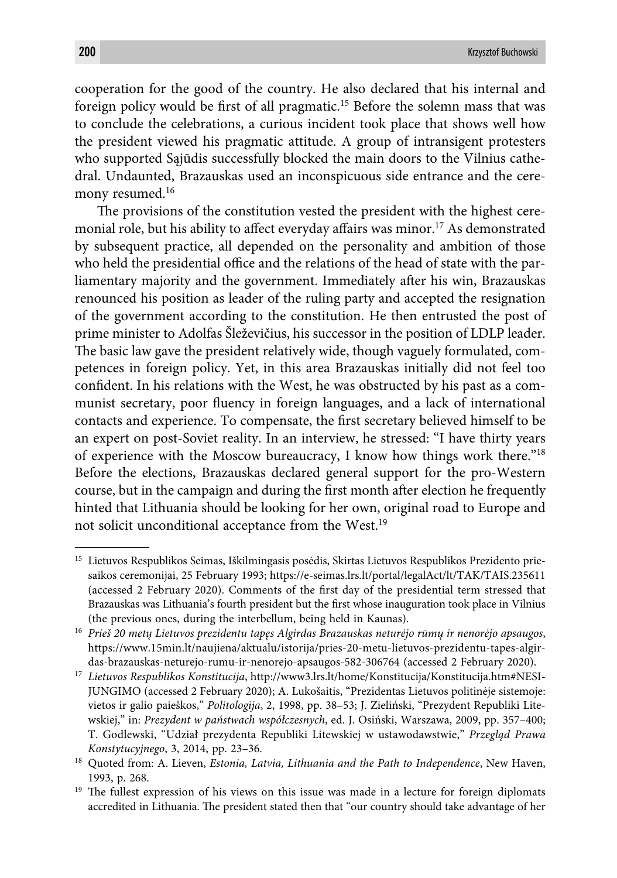cooperation for the good of the country. He also declared that his internal and foreign policy would be first of all pragmatic.[15] Before the solemn mass that was to conclude the celebrations, a curious incident took place that shows well how the president viewed his pragmatic attitude. A group of intransigent protesters who supported Sąjūdis successfully blocked the main doors to the Vilnius cathedral. Undaunted, Brazauskas used an inconspicuous side entrance and the ceremony resumed.[16]

The provisions of the constitution vested the president with the highest ceremonial role, but his ability to affect everyday affairs was minor.[17] As demonstrated by subsequent practice, all depended on the personality and ambition of those who held the presidential office and the relations of the head of state with the parliamentary majority and the government. Immediately after his win, Brazauskas renounced his position as leader of the ruling party and accepted the resignation of the government according to the constitution. He then entrusted the post of prime minister to Adolfas Šleževičius, his successor in the position of LDLP leader. The basic law gave the president relatively wide, though vaguely formulated, competences in foreign policy. Yet, in this area Brazauskas initially did not feel too confident. In his relations with the West, he was obstructed by his past as a communist secretary, poor fluency in foreign languages, and a lack of international contacts and experience. To compensate, the first secretary believed himself to be an expert on post-Soviet reality. In an interview, he stressed: "I have thirty years of experience with the Moscow bureaucracy, I know how things work there."[18] Before the elections, Brazauskas declared general support for the pro-Western course, but in the campaign and during the first month after election he frequently hinted that Lithuania should be looking for her own, original road to Europe and not solicit unconditional acceptance from the West.[19]

---

[15] Lietuvos Respublikos Seimas, Iškilmingasis posėdis, Skirtas Lietuvos Respublikos Prezidento priesaikos ceremonijai, 25 February 1993; https://e-seimas.lrs.lt/portal/legalAct/lt/TAK/TAIS.235611 (accessed 2 February 2020). Comments of the first day of the presidential term stressed that Brazauskas was Lithuania's fourth president but the first whose inauguration took place in Vilnius (the previous ones, during the interbellum, being held in Kaunas).

[16] *Prieš 20 metų Lietuvos prezidentu tapęs Algirdas Brazauskas neturėjo rūmų ir nenorėjo apsaugos*, https://www.15min.lt/naujiena/aktualu/istorija/pries-20-metu-lietuvos-prezidentu-tapes-algirdas-brazauskas-neturejo-rumu-ir-nenorejo-apsaugos-582-306764 (accessed 2 February 2020).

[17] *Lietuvos Respublikos Konstitucija*, http://www3.lrs.lt/home/Konstitucija/Konstitucija.htm#NESIJUNGIMO (accessed 2 February 2020); A. Lukošaitis, "Prezidentas Lietuvos politinėje sistemoje: vietos ir galio paieškos," *Politologija*, 2, 1998, pp. 38–53; J. Zieliński, "Prezydent Republiki Litewskiej," in: *Prezydent w państwach współczesnych*, ed. J. Osiński, Warszawa, 2009, pp. 357–400; T. Godlewski, "Udział prezydenta Republiki Litewskiej w ustawodawstwie," *Przegląd Prawa Konstytucyjnego*, 3, 2014, pp. 23–36.

[18] Quoted from: A. Lieven, *Estonia, Latvia, Lithuania and the Path to Independence*, New Haven, 1993, p. 268.

[19] The fullest expression of his views on this issue was made in a lecture for foreign diplomats accredited in Lithuania. The president stated then that "our country should take advantage of her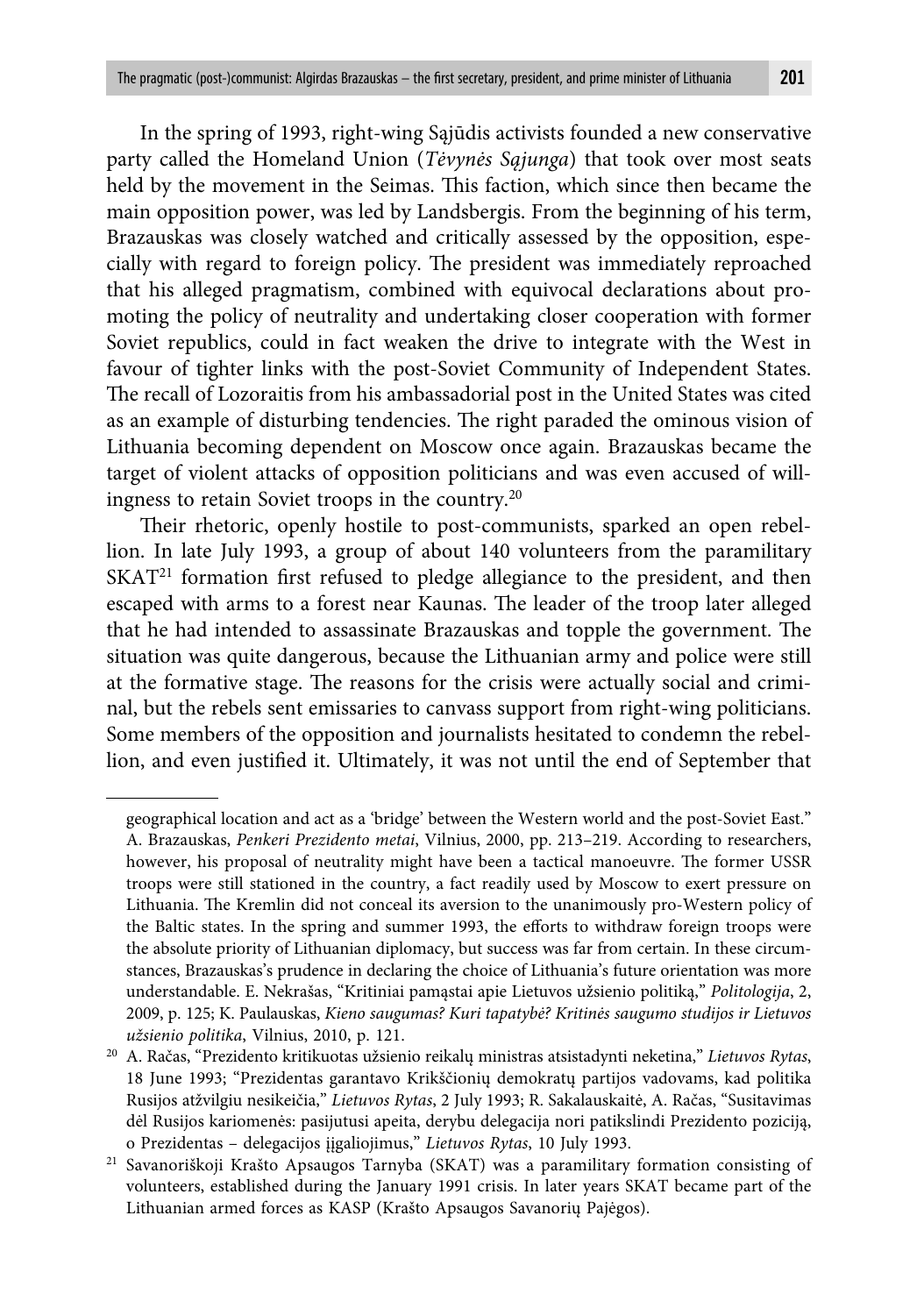In the spring of 1993, right-wing Sąjūdis activists founded a new conservative party called the Homeland Union (*Tėvynės Sąjunga*) that took over most seats held by the movement in the Seimas. This faction, which since then became the main opposition power, was led by Landsbergis. From the beginning of his term, Brazauskas was closely watched and critically assessed by the opposition, especially with regard to foreign policy. The president was immediately reproached that his alleged pragmatism, combined with equivocal declarations about promoting the policy of neutrality and undertaking closer cooperation with former Soviet republics, could in fact weaken the drive to integrate with the West in favour of tighter links with the post-Soviet Community of Independent States. The recall of Lozoraitis from his ambassadorial post in the United States was cited as an example of disturbing tendencies. The right paraded the ominous vision of Lithuania becoming dependent on Moscow once again. Brazauskas became the target of violent attacks of opposition politicians and was even accused of willingness to retain Soviet troops in the country.[20]

Their rhetoric, openly hostile to post-communists, sparked an open rebellion. In late July 1993, a group of about 140 volunteers from the paramilitary SKAT[21] formation first refused to pledge allegiance to the president, and then escaped with arms to a forest near Kaunas. The leader of the troop later alleged that he had intended to assassinate Brazauskas and topple the government. The situation was quite dangerous, because the Lithuanian army and police were still at the formative stage. The reasons for the crisis were actually social and criminal, but the rebels sent emissaries to canvass support from right-wing politicians. Some members of the opposition and journalists hesitated to condemn the rebellion, and even justified it. Ultimately, it was not until the end of September that

---

geographical location and act as a 'bridge' between the Western world and the post-Soviet East." A. Brazauskas, *Penkeri Prezidento metai*, Vilnius, 2000, pp. 213–219. According to researchers, however, his proposal of neutrality might have been a tactical manoeuvre. The former USSR troops were still stationed in the country, a fact readily used by Moscow to exert pressure on Lithuania. The Kremlin did not conceal its aversion to the unanimously pro-Western policy of the Baltic states. In the spring and summer 1993, the efforts to withdraw foreign troops were the absolute priority of Lithuanian diplomacy, but success was far from certain. In these circumstances, Brazauskas's prudence in declaring the choice of Lithuania's future orientation was more understandable. E. Nekrašas, "Kritiniai pamąstai apie Lietuvos užsienio politiką," *Politologija*, 2, 2009, p. 125; K. Paulauskas, *Kieno saugumas? Kuri tapatybė? Kritinės saugumo studijos ir Lietuvos užsienio politika*, Vilnius, 2010, p. 121.

[20] A. Račas, "Prezidento kritikuotas užsienio reikalų ministras atsistadynti neketina," *Lietuvos Rytas*, 18 June 1993; "Prezidentas garantavo Krikščionių demokratų partijos vadovams, kad politika Rusijos atžvilgiu nesikeičia," *Lietuvos Rytas*, 2 July 1993; R. Sakalauskaitė, A. Račas, "Susitavimas dėl Rusijos kariomenės: pasijutusi apeita, derybu delegacija nori patikslindi Prezidento poziciją, o Prezidentas – delegacijos įįgaliojimus," *Lietuvos Rytas*, 10 July 1993.

[21] Savanoriškoji Krašto Apsaugos Tarnyba (SKAT) was a paramilitary formation consisting of volunteers, established during the January 1991 crisis. In later years SKAT became part of the Lithuanian armed forces as KASP (Krašto Apsaugos Savanorių Pajėgos).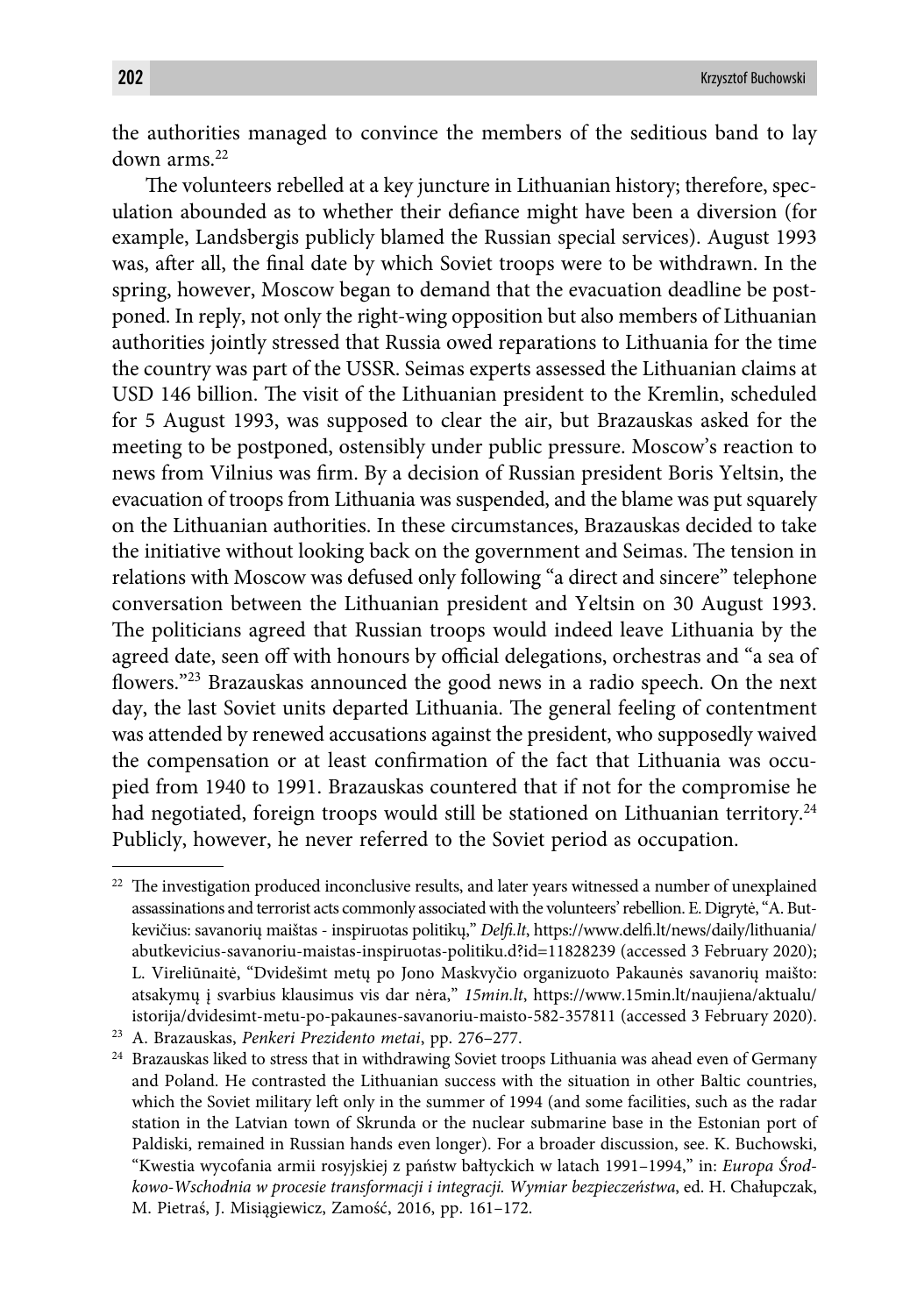the authorities managed to convince the members of the seditious band to lay down arms.[22]

The volunteers rebelled at a key juncture in Lithuanian history; therefore, speculation abounded as to whether their defiance might have been a diversion (for example, Landsbergis publicly blamed the Russian special services). August 1993 was, after all, the final date by which Soviet troops were to be withdrawn. In the spring, however, Moscow began to demand that the evacuation deadline be postponed. In reply, not only the right-wing opposition but also members of Lithuanian authorities jointly stressed that Russia owed reparations to Lithuania for the time the country was part of the USSR. Seimas experts assessed the Lithuanian claims at USD 146 billion. The visit of the Lithuanian president to the Kremlin, scheduled for 5 August 1993, was supposed to clear the air, but Brazauskas asked for the meeting to be postponed, ostensibly under public pressure. Moscow's reaction to news from Vilnius was firm. By a decision of Russian president Boris Yeltsin, the evacuation of troops from Lithuania was suspended, and the blame was put squarely on the Lithuanian authorities. In these circumstances, Brazauskas decided to take the initiative without looking back on the government and Seimas. The tension in relations with Moscow was defused only following "a direct and sincere" telephone conversation between the Lithuanian president and Yeltsin on 30 August 1993. The politicians agreed that Russian troops would indeed leave Lithuania by the agreed date, seen off with honours by official delegations, orchestras and "a sea of flowers."[23] Brazauskas announced the good news in a radio speech. On the next day, the last Soviet units departed Lithuania. The general feeling of contentment was attended by renewed accusations against the president, who supposedly waived the compensation or at least confirmation of the fact that Lithuania was occupied from 1940 to 1991. Brazauskas countered that if not for the compromise he had negotiated, foreign troops would still be stationed on Lithuanian territory.[24] Publicly, however, he never referred to the Soviet period as occupation.

---

[22] The investigation produced inconclusive results, and later years witnessed a number of unexplained assassinations and terrorist acts commonly associated with the volunteers' rebellion. E. Digrytė, "A. Butkevičius: savanorių maištas - inspiruotas politikų," *Delfi.lt*, https://www.delfi.lt/news/daily/lithuania/abutkevicius-savanoriu-maistas-inspiruotas-politiku.d?id=11828239 (accessed 3 February 2020); L. Vireliūnaitė, "Dvidešimt metų po Jono Maskvyčio organizuoto Pakaunės savanorių maišto: atsakymų į svarbius klausimus vis dar nėra," *15min.lt*, https://www.15min.lt/naujiena/aktualu/istorija/dvidesimt-metu-po-pakaunes-savanoriu-maisto-582-357811 (accessed 3 February 2020).

[23] A. Brazauskas, *Penkeri Prezidento metai*, pp. 276–277.

[24] Brazauskas liked to stress that in withdrawing Soviet troops Lithuania was ahead even of Germany and Poland. He contrasted the Lithuanian success with the situation in other Baltic countries, which the Soviet military left only in the summer of 1994 (and some facilities, such as the radar station in the Latvian town of Skrunda or the nuclear submarine base in the Estonian port of Paldiski, remained in Russian hands even longer). For a broader discussion, see. K. Buchowski, "Kwestia wycofania armii rosyjskiej z państw bałtyckich w latach 1991–1994," in: *Europa Środkowo-Wschodnia w procesie transformacji i integracji. Wymiar bezpieczeństwa*, ed. H. Chałupczak, M. Pietraś, J. Misiągiewicz, Zamość, 2016, pp. 161–172.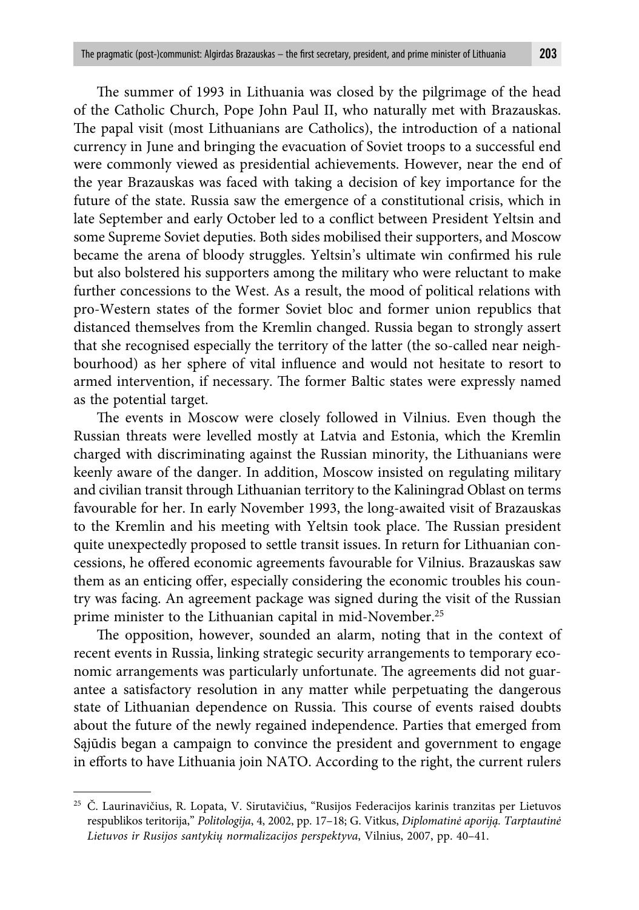The summer of 1993 in Lithuania was closed by the pilgrimage of the head of the Catholic Church, Pope John Paul II, who naturally met with Brazauskas. The papal visit (most Lithuanians are Catholics), the introduction of a national currency in June and bringing the evacuation of Soviet troops to a successful end were commonly viewed as presidential achievements. However, near the end of the year Brazauskas was faced with taking a decision of key importance for the future of the state. Russia saw the emergence of a constitutional crisis, which in late September and early October led to a conflict between President Yeltsin and some Supreme Soviet deputies. Both sides mobilised their supporters, and Moscow became the arena of bloody struggles. Yeltsin's ultimate win confirmed his rule but also bolstered his supporters among the military who were reluctant to make further concessions to the West. As a result, the mood of political relations with pro-Western states of the former Soviet bloc and former union republics that distanced themselves from the Kremlin changed. Russia began to strongly assert that she recognised especially the territory of the latter (the so-called near neighbourhood) as her sphere of vital influence and would not hesitate to resort to armed intervention, if necessary. The former Baltic states were expressly named as the potential target.

The events in Moscow were closely followed in Vilnius. Even though the Russian threats were levelled mostly at Latvia and Estonia, which the Kremlin charged with discriminating against the Russian minority, the Lithuanians were keenly aware of the danger. In addition, Moscow insisted on regulating military and civilian transit through Lithuanian territory to the Kaliningrad Oblast on terms favourable for her. In early November 1993, the long-awaited visit of Brazauskas to the Kremlin and his meeting with Yeltsin took place. The Russian president quite unexpectedly proposed to settle transit issues. In return for Lithuanian concessions, he offered economic agreements favourable for Vilnius. Brazauskas saw them as an enticing offer, especially considering the economic troubles his country was facing. An agreement package was signed during the visit of the Russian prime minister to the Lithuanian capital in mid-November.[25]

The opposition, however, sounded an alarm, noting that in the context of recent events in Russia, linking strategic security arrangements to temporary economic arrangements was particularly unfortunate. The agreements did not guarantee a satisfactory resolution in any matter while perpetuating the dangerous state of Lithuanian dependence on Russia. This course of events raised doubts about the future of the newly regained independence. Parties that emerged from Sąjūdis began a campaign to convince the president and government to engage in efforts to have Lithuania join NATO. According to the right, the current rulers

---

[25] Č. Laurinavičius, R. Lopata, V. Sirutavičius, "Rusijos Federacijos karinis tranzitas per Lietuvos respublikos teritorija," *Politologija*, 4, 2002, pp. 17–18; G. Vitkus, *Diplomatinė aporiją. Tarptautinė Lietuvos ir Rusijos santykių normalizacijos perspektyva*, Vilnius, 2007, pp. 40–41.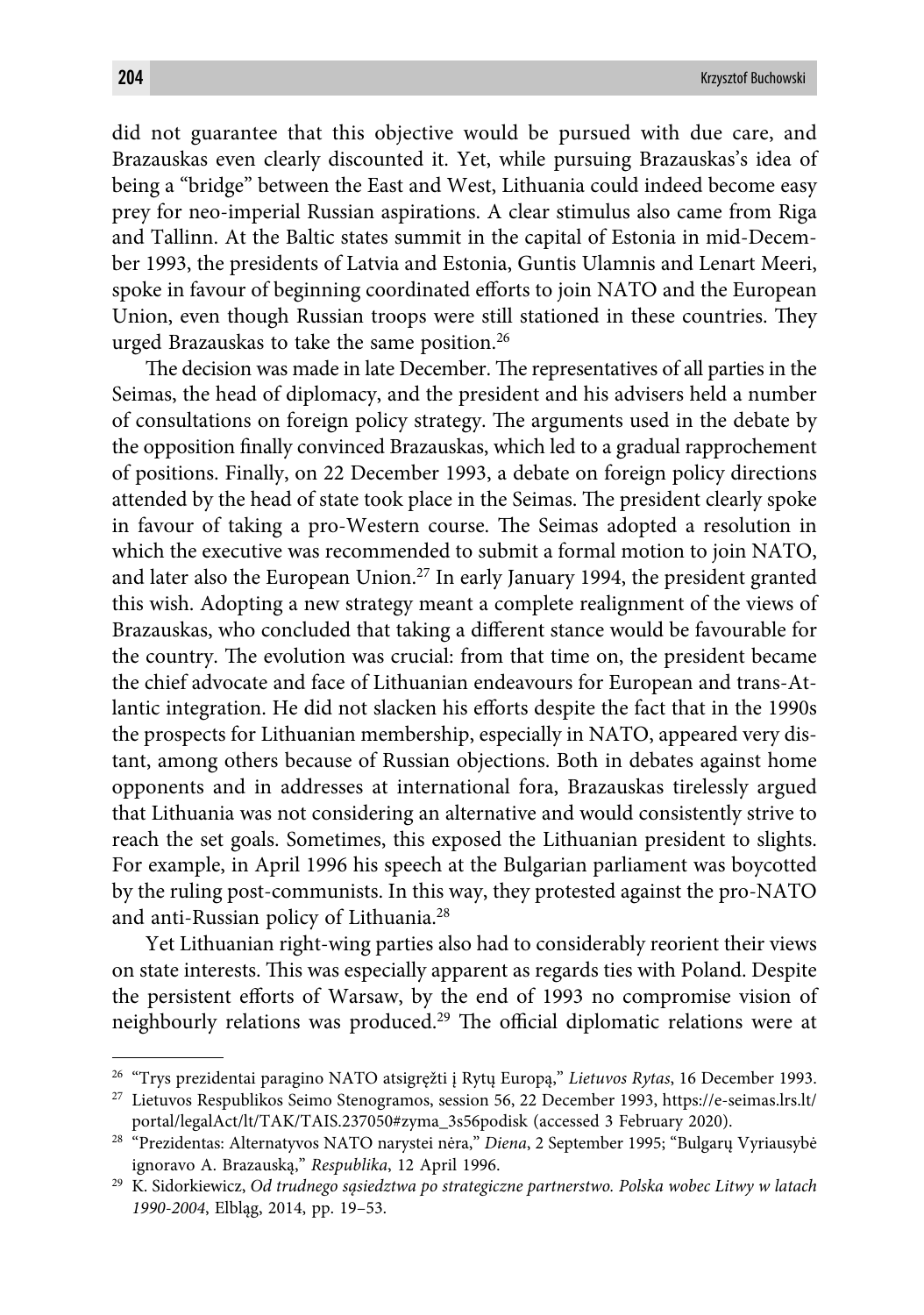did not guarantee that this objective would be pursued with due care, and Brazauskas even clearly discounted it. Yet, while pursuing Brazauskas's idea of being a "bridge" between the East and West, Lithuania could indeed become easy prey for neo-imperial Russian aspirations. A clear stimulus also came from Riga and Tallinn. At the Baltic states summit in the capital of Estonia in mid-December 1993, the presidents of Latvia and Estonia, Guntis Ulamnis and Lenart Meeri, spoke in favour of beginning coordinated efforts to join NATO and the European Union, even though Russian troops were still stationed in these countries. They urged Brazauskas to take the same position.[26]

The decision was made in late December. The representatives of all parties in the Seimas, the head of diplomacy, and the president and his advisers held a number of consultations on foreign policy strategy. The arguments used in the debate by the opposition finally convinced Brazauskas, which led to a gradual rapprochement of positions. Finally, on 22 December 1993, a debate on foreign policy directions attended by the head of state took place in the Seimas. The president clearly spoke in favour of taking a pro-Western course. The Seimas adopted a resolution in which the executive was recommended to submit a formal motion to join NATO, and later also the European Union.[27] In early January 1994, the president granted this wish. Adopting a new strategy meant a complete realignment of the views of Brazauskas, who concluded that taking a different stance would be favourable for the country. The evolution was crucial: from that time on, the president became the chief advocate and face of Lithuanian endeavours for European and trans-Atlantic integration. He did not slacken his efforts despite the fact that in the 1990s the prospects for Lithuanian membership, especially in NATO, appeared very distant, among others because of Russian objections. Both in debates against home opponents and in addresses at international fora, Brazauskas tirelessly argued that Lithuania was not considering an alternative and would consistently strive to reach the set goals. Sometimes, this exposed the Lithuanian president to slights. For example, in April 1996 his speech at the Bulgarian parliament was boycotted by the ruling post-communists. In this way, they protested against the pro-NATO and anti-Russian policy of Lithuania.[28]

Yet Lithuanian right-wing parties also had to considerably reorient their views on state interests. This was especially apparent as regards ties with Poland. Despite the persistent efforts of Warsaw, by the end of 1993 no compromise vision of neighbourly relations was produced.[29] The official diplomatic relations were at

---

[26] "Trys prezidentai paragino NATO atsigręžti į Rytų Europą," *Lietuvos Rytas*, 16 December 1993.

[27] Lietuvos Respublikos Seimo Stenogramos, session 56, 22 December 1993, https://e-seimas.lrs.lt/portal/legalAct/lt/TAK/TAIS.237050#zyma_3s56podisk (accessed 3 February 2020).

[28] "Prezidentas: Alternatyvos NATO narystei nėra," *Diena*, 2 September 1995; "Bulgarų Vyriausybė ignoravo A. Brazauską," *Respublika*, 12 April 1996.

[29] K. Sidorkiewicz, *Od trudnego sąsiedztwa po strategiczne partnerstwo. Polska wobec Litwy w latach 1990-2004*, Elbląg, 2014, pp. 19–53.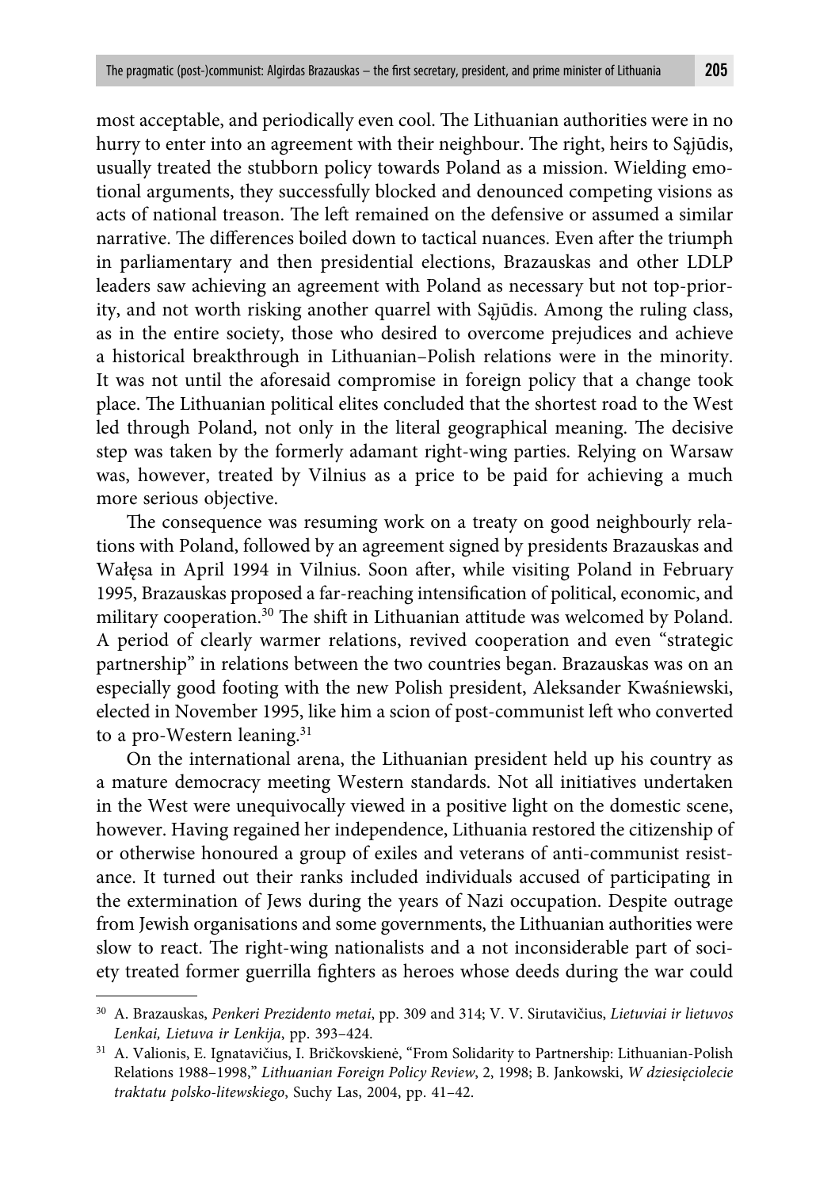most acceptable, and periodically even cool. The Lithuanian authorities were in no hurry to enter into an agreement with their neighbour. The right, heirs to Sąjūdis, usually treated the stubborn policy towards Poland as a mission. Wielding emotional arguments, they successfully blocked and denounced competing visions as acts of national treason. The left remained on the defensive or assumed a similar narrative. The differences boiled down to tactical nuances. Even after the triumph in parliamentary and then presidential elections, Brazauskas and other LDLP leaders saw achieving an agreement with Poland as necessary but not top-priority, and not worth risking another quarrel with Sąjūdis. Among the ruling class, as in the entire society, those who desired to overcome prejudices and achieve a historical breakthrough in Lithuanian–Polish relations were in the minority. It was not until the aforesaid compromise in foreign policy that a change took place. The Lithuanian political elites concluded that the shortest road to the West led through Poland, not only in the literal geographical meaning. The decisive step was taken by the formerly adamant right-wing parties. Relying on Warsaw was, however, treated by Vilnius as a price to be paid for achieving a much more serious objective.

The consequence was resuming work on a treaty on good neighbourly relations with Poland, followed by an agreement signed by presidents Brazauskas and Wałęsa in April 1994 in Vilnius. Soon after, while visiting Poland in February 1995, Brazauskas proposed a far-reaching intensification of political, economic, and military cooperation.[30] The shift in Lithuanian attitude was welcomed by Poland. A period of clearly warmer relations, revived cooperation and even "strategic partnership" in relations between the two countries began. Brazauskas was on an especially good footing with the new Polish president, Aleksander Kwaśniewski, elected in November 1995, like him a scion of post-communist left who converted to a pro-Western leaning.[31]

On the international arena, the Lithuanian president held up his country as a mature democracy meeting Western standards. Not all initiatives undertaken in the West were unequivocally viewed in a positive light on the domestic scene, however. Having regained her independence, Lithuania restored the citizenship of or otherwise honoured a group of exiles and veterans of anti-communist resistance. It turned out their ranks included individuals accused of participating in the extermination of Jews during the years of Nazi occupation. Despite outrage from Jewish organisations and some governments, the Lithuanian authorities were slow to react. The right-wing nationalists and a not inconsiderable part of society treated former guerrilla fighters as heroes whose deeds during the war could

---

[30] A. Brazauskas, *Penkeri Prezidento metai*, pp. 309 and 314; V. V. Sirutavičius, *Lietuviai ir lietuvos Lenkai, Lietuva ir Lenkija*, pp. 393–424.

[31] A. Valionis, E. Ignatavičius, I. Bričkovskienė, "From Solidarity to Partnership: Lithuanian-Polish Relations 1988–1998," *Lithuanian Foreign Policy Review*, 2, 1998; B. Jankowski, *W dziesięciolecie traktatu polsko-litewskiego*, Suchy Las, 2004, pp. 41–42.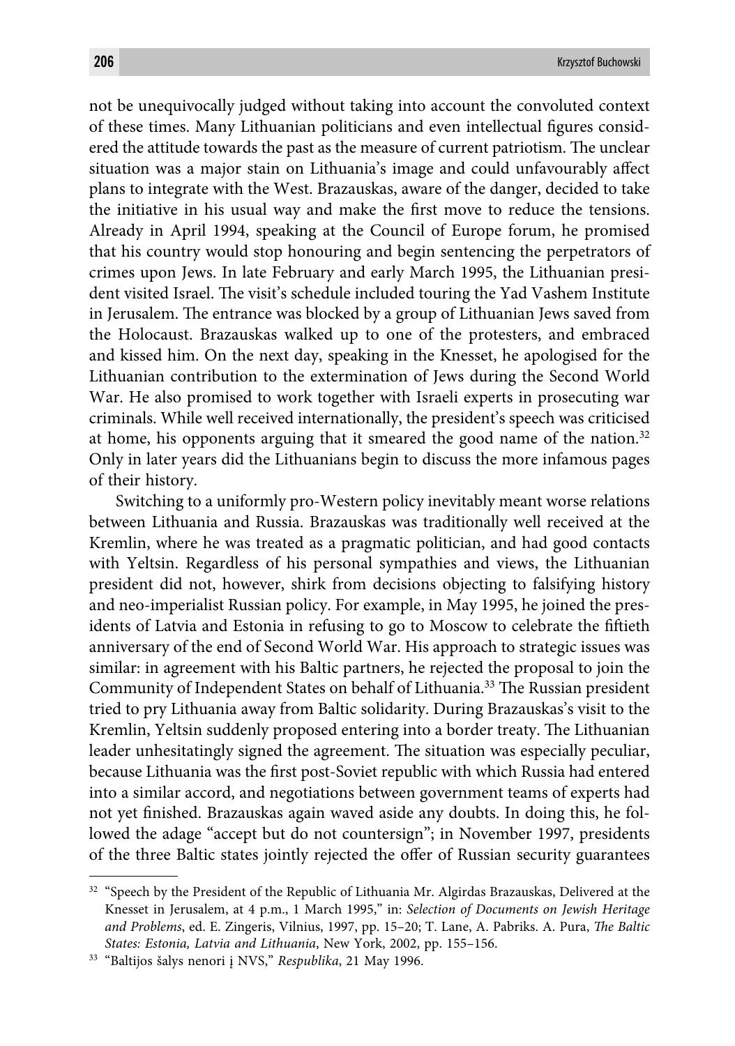not be unequivocally judged without taking into account the convoluted context of these times. Many Lithuanian politicians and even intellectual figures considered the attitude towards the past as the measure of current patriotism. The unclear situation was a major stain on Lithuania's image and could unfavourably affect plans to integrate with the West. Brazauskas, aware of the danger, decided to take the initiative in his usual way and make the first move to reduce the tensions. Already in April 1994, speaking at the Council of Europe forum, he promised that his country would stop honouring and begin sentencing the perpetrators of crimes upon Jews. In late February and early March 1995, the Lithuanian president visited Israel. The visit's schedule included touring the Yad Vashem Institute in Jerusalem. The entrance was blocked by a group of Lithuanian Jews saved from the Holocaust. Brazauskas walked up to one of the protesters, and embraced and kissed him. On the next day, speaking in the Knesset, he apologised for the Lithuanian contribution to the extermination of Jews during the Second World War. He also promised to work together with Israeli experts in prosecuting war criminals. While well received internationally, the president's speech was criticised at home, his opponents arguing that it smeared the good name of the nation.[32] Only in later years did the Lithuanians begin to discuss the more infamous pages of their history.

Switching to a uniformly pro-Western policy inevitably meant worse relations between Lithuania and Russia. Brazauskas was traditionally well received at the Kremlin, where he was treated as a pragmatic politician, and had good contacts with Yeltsin. Regardless of his personal sympathies and views, the Lithuanian president did not, however, shirk from decisions objecting to falsifying history and neo-imperialist Russian policy. For example, in May 1995, he joined the presidents of Latvia and Estonia in refusing to go to Moscow to celebrate the fiftieth anniversary of the end of Second World War. His approach to strategic issues was similar: in agreement with his Baltic partners, he rejected the proposal to join the Community of Independent States on behalf of Lithuania.[33] The Russian president tried to pry Lithuania away from Baltic solidarity. During Brazauskas's visit to the Kremlin, Yeltsin suddenly proposed entering into a border treaty. The Lithuanian leader unhesitatingly signed the agreement. The situation was especially peculiar, because Lithuania was the first post-Soviet republic with which Russia had entered into a similar accord, and negotiations between government teams of experts had not yet finished. Brazauskas again waved aside any doubts. In doing this, he followed the adage "accept but do not countersign"; in November 1997, presidents of the three Baltic states jointly rejected the offer of Russian security guarantees

---

[32] "Speech by the President of the Republic of Lithuania Mr. Algirdas Brazauskas, Delivered at the Knesset in Jerusalem, at 4 p.m., 1 March 1995," in: *Selection of Documents on Jewish Heritage and Problems*, ed. E. Zingeris, Vilnius, 1997, pp. 15–20; T. Lane, A. Pabriks. A. Pura, *The Baltic States: Estonia, Latvia and Lithuania*, New York, 2002, pp. 155–156.

[33] "Baltijos šalys nenori į NVS," *Respublika*, 21 May 1996.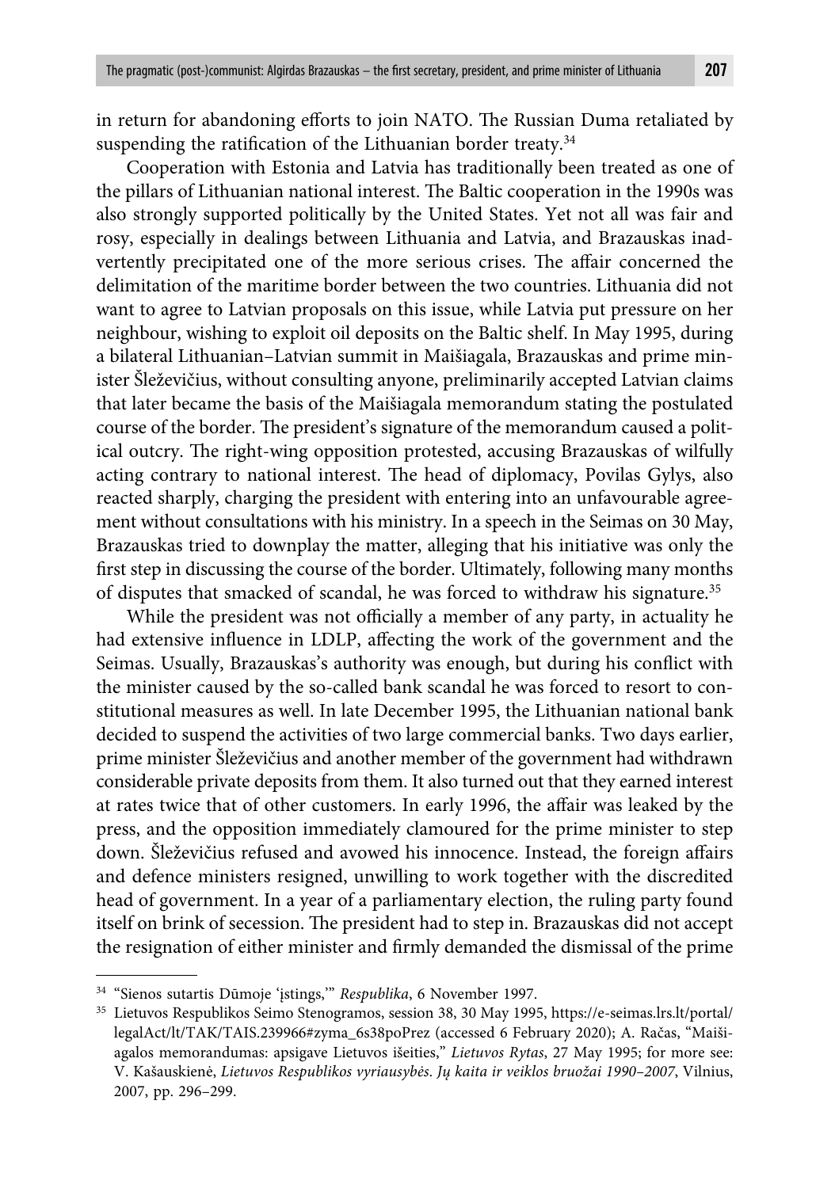in return for abandoning efforts to join NATO. The Russian Duma retaliated by suspending the ratification of the Lithuanian border treaty.[34]

Cooperation with Estonia and Latvia has traditionally been treated as one of the pillars of Lithuanian national interest. The Baltic cooperation in the 1990s was also strongly supported politically by the United States. Yet not all was fair and rosy, especially in dealings between Lithuania and Latvia, and Brazauskas inadvertently precipitated one of the more serious crises. The affair concerned the delimitation of the maritime border between the two countries. Lithuania did not want to agree to Latvian proposals on this issue, while Latvia put pressure on her neighbour, wishing to exploit oil deposits on the Baltic shelf. In May 1995, during a bilateral Lithuanian–Latvian summit in Maišiagala, Brazauskas and prime minister Šleževičius, without consulting anyone, preliminarily accepted Latvian claims that later became the basis of the Maišiagala memorandum stating the postulated course of the border. The president's signature of the memorandum caused a political outcry. The right-wing opposition protested, accusing Brazauskas of wilfully acting contrary to national interest. The head of diplomacy, Povilas Gylys, also reacted sharply, charging the president with entering into an unfavourable agreement without consultations with his ministry. In a speech in the Seimas on 30 May, Brazauskas tried to downplay the matter, alleging that his initiative was only the first step in discussing the course of the border. Ultimately, following many months of disputes that smacked of scandal, he was forced to withdraw his signature.[35]

While the president was not officially a member of any party, in actuality he had extensive influence in LDLP, affecting the work of the government and the Seimas. Usually, Brazauskas's authority was enough, but during his conflict with the minister caused by the so-called bank scandal he was forced to resort to constitutional measures as well. In late December 1995, the Lithuanian national bank decided to suspend the activities of two large commercial banks. Two days earlier, prime minister Šleževičius and another member of the government had withdrawn considerable private deposits from them. It also turned out that they earned interest at rates twice that of other customers. In early 1996, the affair was leaked by the press, and the opposition immediately clamoured for the prime minister to step down. Šleževičius refused and avowed his innocence. Instead, the foreign affairs and defence ministers resigned, unwilling to work together with the discredited head of government. In a year of a parliamentary election, the ruling party found itself on brink of secession. The president had to step in. Brazauskas did not accept the resignation of either minister and firmly demanded the dismissal of the prime

---

[34] "Sienos sutartis Dūmoje 'įstings,'" *Respublika*, 6 November 1997.

[35] Lietuvos Respublikos Seimo Stenogramos, session 38, 30 May 1995, https://e-seimas.lrs.lt/portal/legalAct/lt/TAK/TAIS.239966#zyma_6s38poPrez (accessed 6 February 2020); A. Račas, "Maišiagalos memorandumas: apsigave Lietuvos išeities," *Lietuvos Rytas*, 27 May 1995; for more see: V. Kašauskienė, *Lietuvos Respublikos vyriausybės. Jų kaita ir veiklos bruožai 1990–2007*, Vilnius, 2007, pp. 296–299.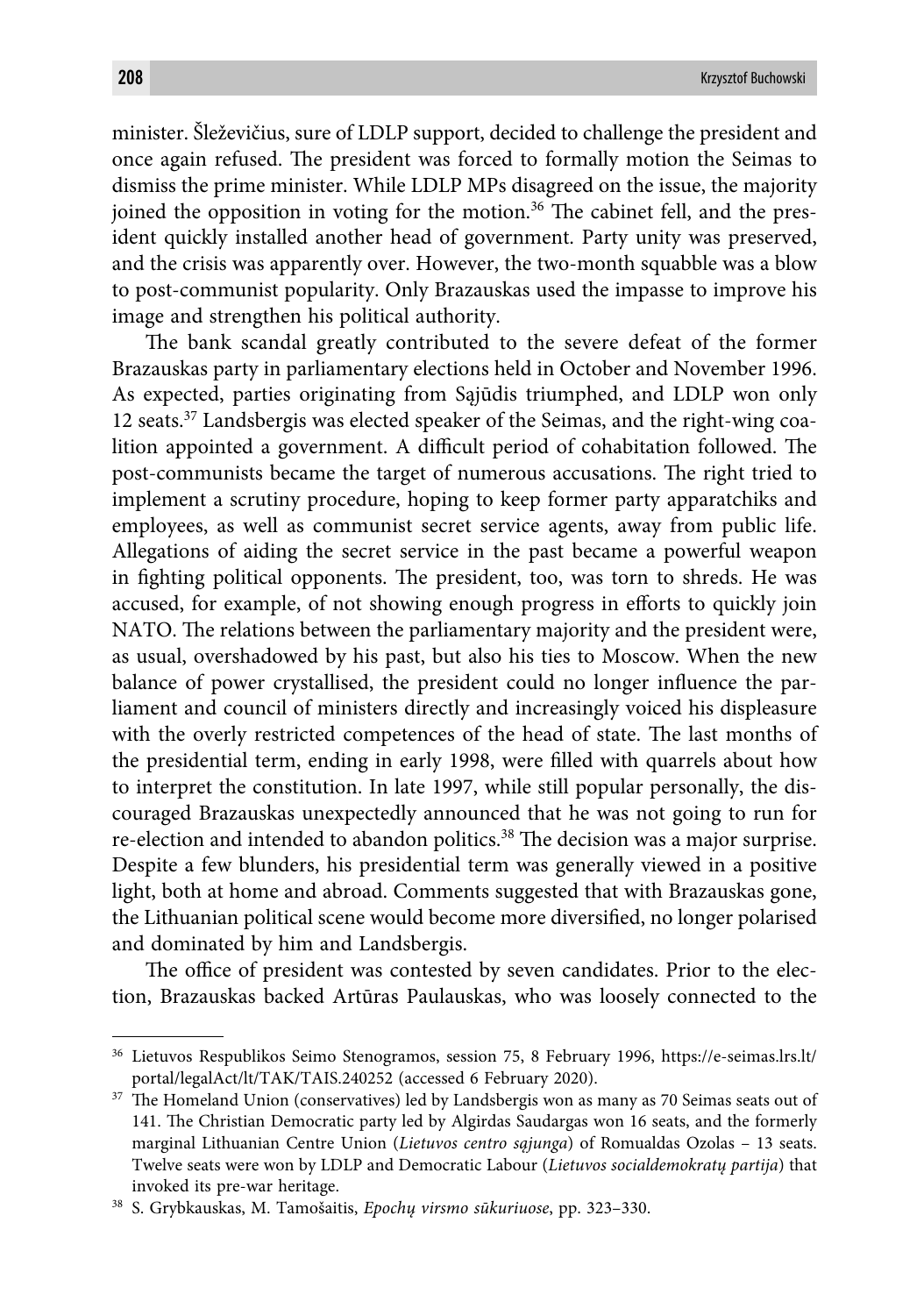minister. Šleževičius, sure of LDLP support, decided to challenge the president and once again refused. The president was forced to formally motion the Seimas to dismiss the prime minister. While LDLP MPs disagreed on the issue, the majority joined the opposition in voting for the motion.[36] The cabinet fell, and the president quickly installed another head of government. Party unity was preserved, and the crisis was apparently over. However, the two-month squabble was a blow to post-communist popularity. Only Brazauskas used the impasse to improve his image and strengthen his political authority.

The bank scandal greatly contributed to the severe defeat of the former Brazauskas party in parliamentary elections held in October and November 1996. As expected, parties originating from Sąjūdis triumphed, and LDLP won only 12 seats.[37] Landsbergis was elected speaker of the Seimas, and the right-wing coalition appointed a government. A difficult period of cohabitation followed. The post-communists became the target of numerous accusations. The right tried to implement a scrutiny procedure, hoping to keep former party apparatchiks and employees, as well as communist secret service agents, away from public life. Allegations of aiding the secret service in the past became a powerful weapon in fighting political opponents. The president, too, was torn to shreds. He was accused, for example, of not showing enough progress in efforts to quickly join NATO. The relations between the parliamentary majority and the president were, as usual, overshadowed by his past, but also his ties to Moscow. When the new balance of power crystallised, the president could no longer influence the parliament and council of ministers directly and increasingly voiced his displeasure with the overly restricted competences of the head of state. The last months of the presidential term, ending in early 1998, were filled with quarrels about how to interpret the constitution. In late 1997, while still popular personally, the discouraged Brazauskas unexpectedly announced that he was not going to run for re-election and intended to abandon politics.[38] The decision was a major surprise. Despite a few blunders, his presidential term was generally viewed in a positive light, both at home and abroad. Comments suggested that with Brazauskas gone, the Lithuanian political scene would become more diversified, no longer polarised and dominated by him and Landsbergis.

The office of president was contested by seven candidates. Prior to the election, Brazauskas backed Artūras Paulauskas, who was loosely connected to the

---

[36] Lietuvos Respublikos Seimo Stenogramos, session 75, 8 February 1996, https://e-seimas.lrs.lt/portal/legalAct/lt/TAK/TAIS.240252 (accessed 6 February 2020).

[37] The Homeland Union (conservatives) led by Landsbergis won as many as 70 Seimas seats out of 141. The Christian Democratic party led by Algirdas Saudargas won 16 seats, and the formerly marginal Lithuanian Centre Union (*Lietuvos centro sąjunga*) of Romualdas Ozolas – 13 seats. Twelve seats were won by LDLP and Democratic Labour (*Lietuvos socialdemokratų partija*) that invoked its pre-war heritage.

[38] S. Grybkauskas, M. Tamošaitis, *Epochų virsmo sūkuriuose*, pp. 323–330.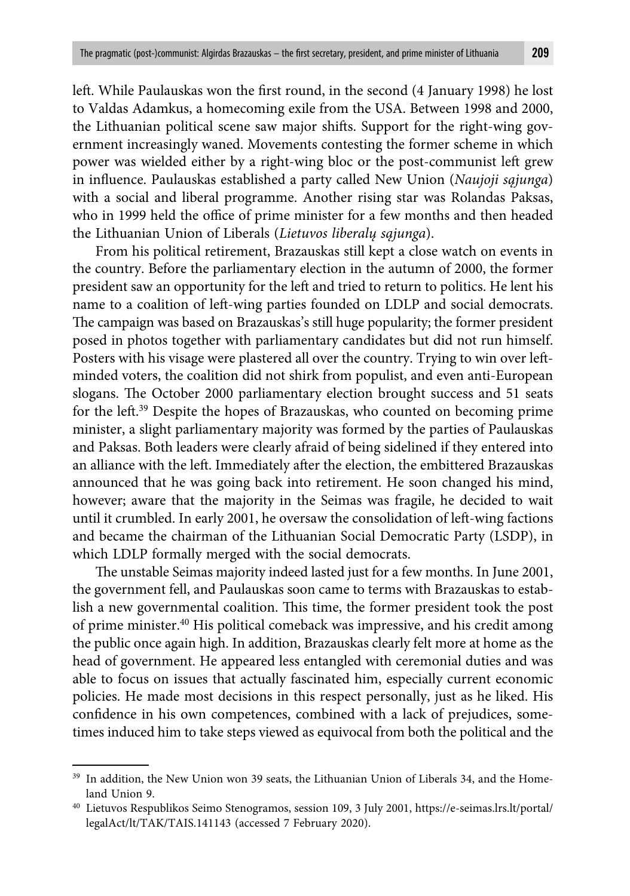left. While Paulauskas won the first round, in the second (4 January 1998) he lost to Valdas Adamkus, a homecoming exile from the USA. Between 1998 and 2000, the Lithuanian political scene saw major shifts. Support for the right-wing government increasingly waned. Movements contesting the former scheme in which power was wielded either by a right-wing bloc or the post-communist left grew in influence. Paulauskas established a party called New Union (*Naujoji sąjunga*) with a social and liberal programme. Another rising star was Rolandas Paksas, who in 1999 held the office of prime minister for a few months and then headed the Lithuanian Union of Liberals (*Lietuvos liberalų sąjunga*).

From his political retirement, Brazauskas still kept a close watch on events in the country. Before the parliamentary election in the autumn of 2000, the former president saw an opportunity for the left and tried to return to politics. He lent his name to a coalition of left-wing parties founded on LDLP and social democrats. The campaign was based on Brazauskas's still huge popularity; the former president posed in photos together with parliamentary candidates but did not run himself. Posters with his visage were plastered all over the country. Trying to win over left-minded voters, the coalition did not shirk from populist, and even anti-European slogans. The October 2000 parliamentary election brought success and 51 seats for the left.[39] Despite the hopes of Brazauskas, who counted on becoming prime minister, a slight parliamentary majority was formed by the parties of Paulauskas and Paksas. Both leaders were clearly afraid of being sidelined if they entered into an alliance with the left. Immediately after the election, the embittered Brazauskas announced that he was going back into retirement. He soon changed his mind, however; aware that the majority in the Seimas was fragile, he decided to wait until it crumbled. In early 2001, he oversaw the consolidation of left-wing factions and became the chairman of the Lithuanian Social Democratic Party (LSDP), in which LDLP formally merged with the social democrats.

The unstable Seimas majority indeed lasted just for a few months. In June 2001, the government fell, and Paulauskas soon came to terms with Brazauskas to establish a new governmental coalition. This time, the former president took the post of prime minister.[40] His political comeback was impressive, and his credit among the public once again high. In addition, Brazauskas clearly felt more at home as the head of government. He appeared less entangled with ceremonial duties and was able to focus on issues that actually fascinated him, especially current economic policies. He made most decisions in this respect personally, just as he liked. His confidence in his own competences, combined with a lack of prejudices, sometimes induced him to take steps viewed as equivocal from both the political and the

---

[39] In addition, the New Union won 39 seats, the Lithuanian Union of Liberals 34, and the Homeland Union 9.

[40] Lietuvos Respublikos Seimo Stenogramos, session 109, 3 July 2001, https://e-seimas.lrs.lt/portal/legalAct/lt/TAK/TAIS.141143 (accessed 7 February 2020).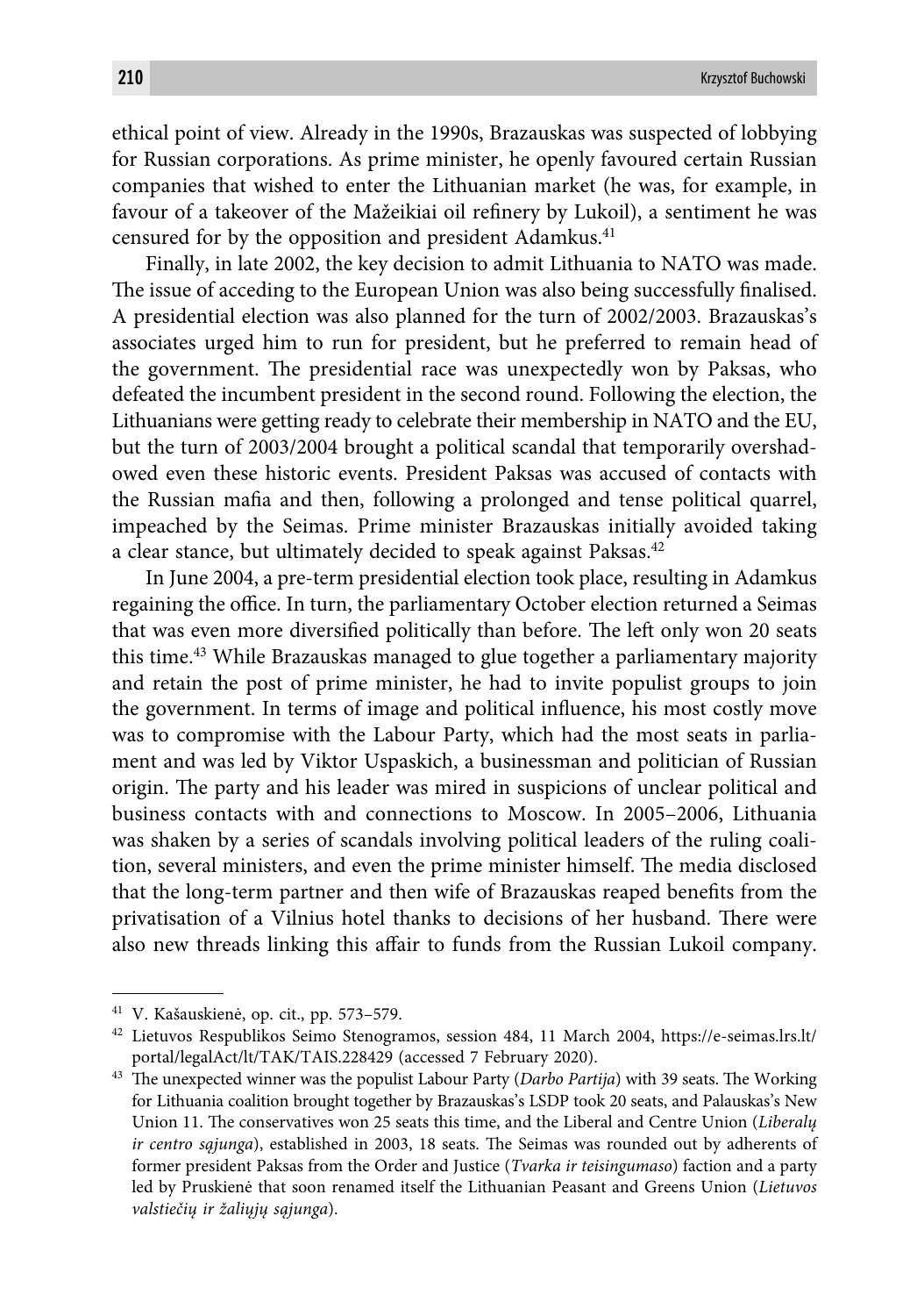ethical point of view. Already in the 1990s, Brazauskas was suspected of lobbying for Russian corporations. As prime minister, he openly favoured certain Russian companies that wished to enter the Lithuanian market (he was, for example, in favour of a takeover of the Mažeikiai oil refinery by Lukoil), a sentiment he was censured for by the opposition and president Adamkus.[41]

Finally, in late 2002, the key decision to admit Lithuania to NATO was made. The issue of acceding to the European Union was also being successfully finalised. A presidential election was also planned for the turn of 2002/2003. Brazauskas's associates urged him to run for president, but he preferred to remain head of the government. The presidential race was unexpectedly won by Paksas, who defeated the incumbent president in the second round. Following the election, the Lithuanians were getting ready to celebrate their membership in NATO and the EU, but the turn of 2003/2004 brought a political scandal that temporarily overshadowed even these historic events. President Paksas was accused of contacts with the Russian mafia and then, following a prolonged and tense political quarrel, impeached by the Seimas. Prime minister Brazauskas initially avoided taking a clear stance, but ultimately decided to speak against Paksas.[42]

In June 2004, a pre-term presidential election took place, resulting in Adamkus regaining the office. In turn, the parliamentary October election returned a Seimas that was even more diversified politically than before. The left only won 20 seats this time.[43] While Brazauskas managed to glue together a parliamentary majority and retain the post of prime minister, he had to invite populist groups to join the government. In terms of image and political influence, his most costly move was to compromise with the Labour Party, which had the most seats in parliament and was led by Viktor Uspaskich, a businessman and politician of Russian origin. The party and his leader was mired in suspicions of unclear political and business contacts with and connections to Moscow. In 2005–2006, Lithuania was shaken by a series of scandals involving political leaders of the ruling coalition, several ministers, and even the prime minister himself. The media disclosed that the long-term partner and then wife of Brazauskas reaped benefits from the privatisation of a Vilnius hotel thanks to decisions of her husband. There were also new threads linking this affair to funds from the Russian Lukoil company.

---

[41] V. Kašauskienė, op. cit., pp. 573–579.

[42] Lietuvos Respublikos Seimo Stenogramos, session 484, 11 March 2004, https://e-seimas.lrs.lt/portal/legalAct/lt/TAK/TAIS.228429 (accessed 7 February 2020).

[43] The unexpected winner was the populist Labour Party (*Darbo Partija*) with 39 seats. The Working for Lithuania coalition brought together by Brazauskas's LSDP took 20 seats, and Palauskas's New Union 11. The conservatives won 25 seats this time, and the Liberal and Centre Union (*Liberalų ir centro sąjunga*), established in 2003, 18 seats. The Seimas was rounded out by adherents of former president Paksas from the Order and Justice (*Tvarka ir teisingumaso*) faction and a party led by Pruskienė that soon renamed itself the Lithuanian Peasant and Greens Union (*Lietuvos valstiečių ir žaliųjų sąjunga*).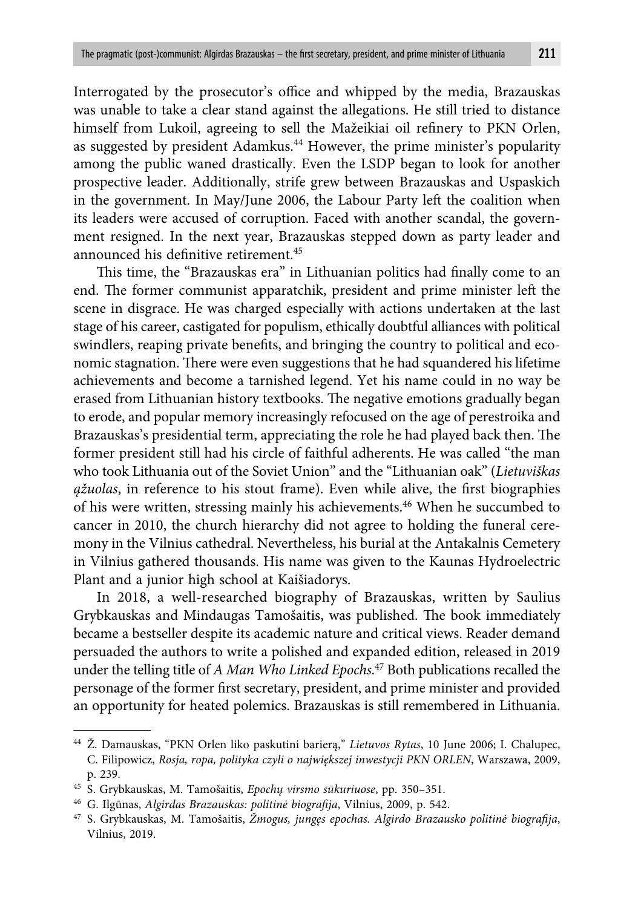Interrogated by the prosecutor's office and whipped by the media, Brazauskas was unable to take a clear stand against the allegations. He still tried to distance himself from Lukoil, agreeing to sell the Mažeikiai oil refinery to PKN Orlen, as suggested by president Adamkus.[44] However, the prime minister's popularity among the public waned drastically. Even the LSDP began to look for another prospective leader. Additionally, strife grew between Brazauskas and Uspaskich in the government. In May/June 2006, the Labour Party left the coalition when its leaders were accused of corruption. Faced with another scandal, the government resigned. In the next year, Brazauskas stepped down as party leader and announced his definitive retirement.[45]

This time, the "Brazauskas era" in Lithuanian politics had finally come to an end. The former communist apparatchik, president and prime minister left the scene in disgrace. He was charged especially with actions undertaken at the last stage of his career, castigated for populism, ethically doubtful alliances with political swindlers, reaping private benefits, and bringing the country to political and economic stagnation. There were even suggestions that he had squandered his lifetime achievements and become a tarnished legend. Yet his name could in no way be erased from Lithuanian history textbooks. The negative emotions gradually began to erode, and popular memory increasingly refocused on the age of perestroika and Brazauskas's presidential term, appreciating the role he had played back then. The former president still had his circle of faithful adherents. He was called "the man who took Lithuania out of the Soviet Union" and the "Lithuanian oak" (*Lietuviškas ąžuolas*, in reference to his stout frame). Even while alive, the first biographies of his were written, stressing mainly his achievements.[46] When he succumbed to cancer in 2010, the church hierarchy did not agree to holding the funeral ceremony in the Vilnius cathedral. Nevertheless, his burial at the Antakalnis Cemetery in Vilnius gathered thousands. His name was given to the Kaunas Hydroelectric Plant and a junior high school at Kaišiadorys.

In 2018, a well-researched biography of Brazauskas, written by Saulius Grybkauskas and Mindaugas Tamošaitis, was published. The book immediately became a bestseller despite its academic nature and critical views. Reader demand persuaded the authors to write a polished and expanded edition, released in 2019 under the telling title of *A Man Who Linked Epochs*.[47] Both publications recalled the personage of the former first secretary, president, and prime minister and provided an opportunity for heated polemics. Brazauskas is still remembered in Lithuania.

---

[44] Ž. Damauskas, "PKN Orlen liko paskutini barierą," *Lietuvos Rytas*, 10 June 2006; I. Chalupec, C. Filipowicz, *Rosja, ropa, polityka czyli o największej inwestycji PKN ORLEN*, Warszawa, 2009, p. 239.

[45] S. Grybkauskas, M. Tamošaitis, *Epochų virsmo sūkuriuose*, pp. 350–351.

[46] G. Ilgūnas, *Algirdas Brazauskas: politinė biografija*, Vilnius, 2009, p. 542.

[47] S. Grybkauskas, M. Tamošaitis, *Žmogus, jungęs epochas. Algirdo Brazausko politinė biografija*, Vilnius, 2019.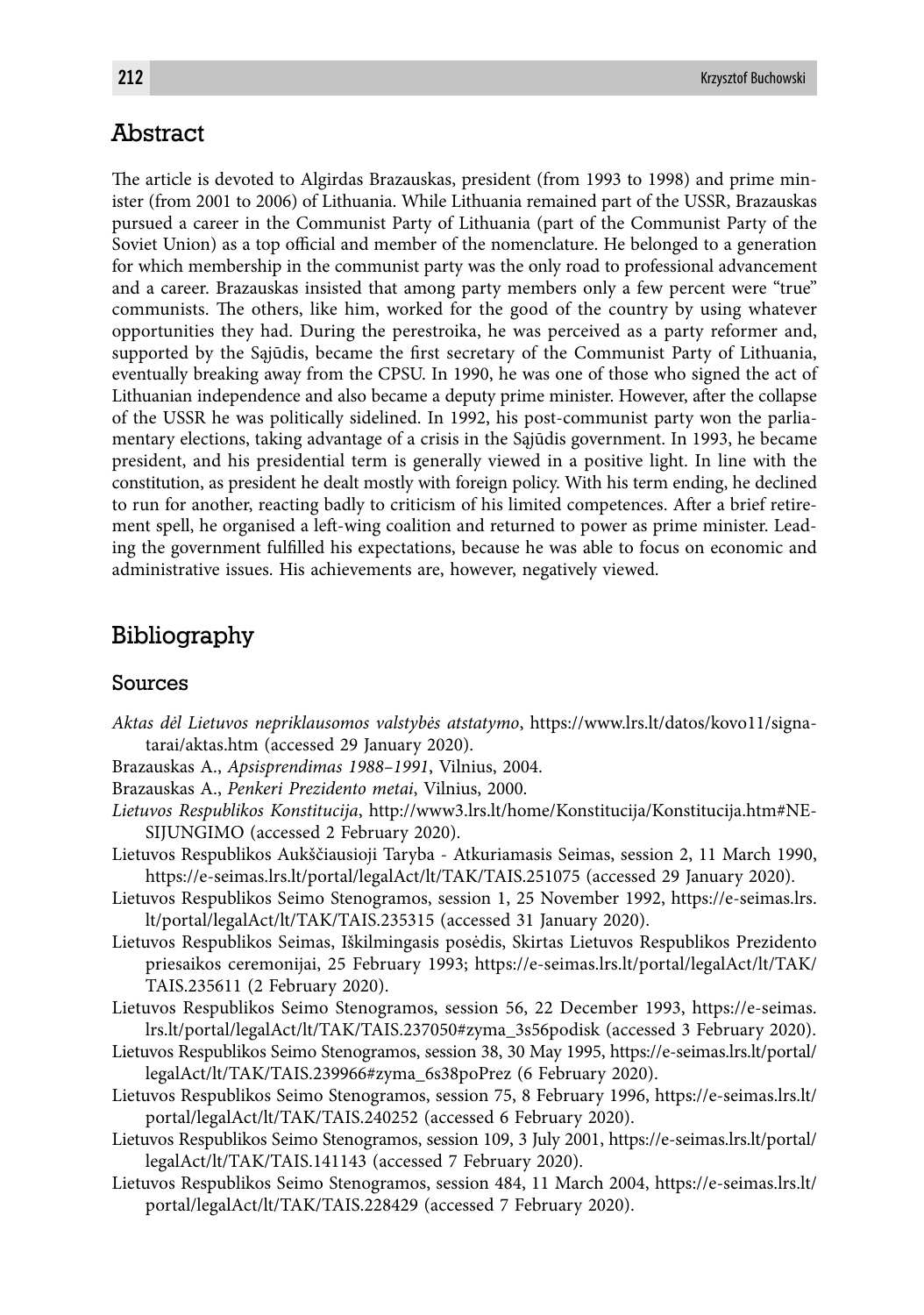## Abstract

The article is devoted to Algirdas Brazauskas, president (from 1993 to 1998) and prime minister (from 2001 to 2006) of Lithuania. While Lithuania remained part of the USSR, Brazauskas pursued a career in the Communist Party of Lithuania (part of the Communist Party of the Soviet Union) as a top official and member of the nomenclature. He belonged to a generation for which membership in the communist party was the only road to professional advancement and a career. Brazauskas insisted that among party members only a few percent were "true" communists. The others, like him, worked for the good of the country by using whatever opportunities they had. During the perestroika, he was perceived as a party reformer and, supported by the Sąjūdis, became the first secretary of the Communist Party of Lithuania, eventually breaking away from the CPSU. In 1990, he was one of those who signed the act of Lithuanian independence and also became a deputy prime minister. However, after the collapse of the USSR he was politically sidelined. In 1992, his post-communist party won the parliamentary elections, taking advantage of a crisis in the Sąjūdis government. In 1993, he became president, and his presidential term is generally viewed in a positive light. In line with the constitution, as president he dealt mostly with foreign policy. With his term ending, he declined to run for another, reacting badly to criticism of his limited competences. After a brief retirement spell, he organised a left-wing coalition and returned to power as prime minister. Leading the government fulfilled his expectations, because he was able to focus on economic and administrative issues. His achievements are, however, negatively viewed.

## Bibliography

### Sources

*Aktas dėl Lietuvos nepriklausomos valstybės atstatymo*, https://www.lrs.lt/datos/kovo11/signatarai/aktas.htm (accessed 29 January 2020).

Brazauskas A., *Apsisprendimas 1988–1991*, Vilnius, 2004.

Brazauskas A., *Penkeri Prezidento metai*, Vilnius, 2000.

*Lietuvos Respublikos Konstitucija*, http://www3.lrs.lt/home/Konstitucija/Konstitucija.htm#NESIJUNGIMO (accessed 2 February 2020).

Lietuvos Respublikos Aukščiausioji Taryba - Atkuriamasis Seimas, session 2, 11 March 1990, https://e-seimas.lrs.lt/portal/legalAct/lt/TAK/TAIS.251075 (accessed 29 January 2020).

Lietuvos Respublikos Seimo Stenogramos, session 1, 25 November 1992, https://e-seimas.lrs.lt/portal/legalAct/lt/TAK/TAIS.235315 (accessed 31 January 2020).

Lietuvos Respublikos Seimas, Iškilmingasis posėdis, Skirtas Lietuvos Respublikos Prezidento priesaikos ceremonijai, 25 February 1993; https://e-seimas.lrs.lt/portal/legalAct/lt/TAK/TAIS.235611 (2 February 2020).

Lietuvos Respublikos Seimo Stenogramos, session 56, 22 December 1993, https://e-seimas.lrs.lt/portal/legalAct/lt/TAK/TAIS.237050#zyma_3s56podisk (accessed 3 February 2020).

Lietuvos Respublikos Seimo Stenogramos, session 38, 30 May 1995, https://e-seimas.lrs.lt/portal/legalAct/lt/TAK/TAIS.239966#zyma_6s38poPrez (6 February 2020).

Lietuvos Respublikos Seimo Stenogramos, session 75, 8 February 1996, https://e-seimas.lrs.lt/portal/legalAct/lt/TAK/TAIS.240252 (accessed 6 February 2020).

Lietuvos Respublikos Seimo Stenogramos, session 109, 3 July 2001, https://e-seimas.lrs.lt/portal/legalAct/lt/TAK/TAIS.141143 (accessed 7 February 2020).

Lietuvos Respublikos Seimo Stenogramos, session 484, 11 March 2004, https://e-seimas.lrs.lt/portal/legalAct/lt/TAK/TAIS.228429 (accessed 7 February 2020).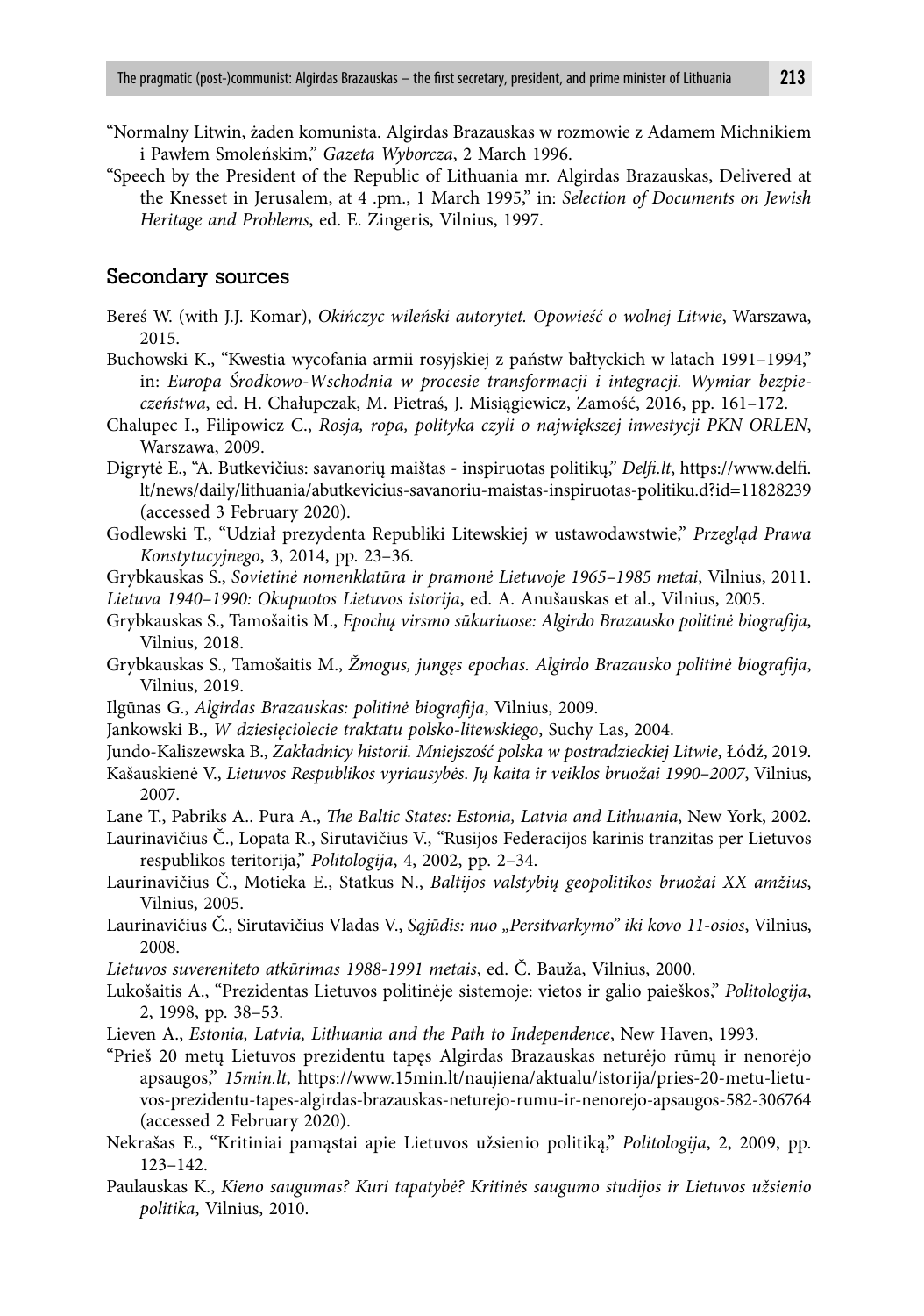"Normalny Litwin, żaden komunista. Algirdas Brazauskas w rozmowie z Adamem Michnikiem i Pawłem Smoleńskim," *Gazeta Wyborcza*, 2 March 1996.

"Speech by the President of the Republic of Lithuania mr. Algirdas Brazauskas, Delivered at the Knesset in Jerusalem, at 4 .pm., 1 March 1995," in: *Selection of Documents on Jewish Heritage and Problems*, ed. E. Zingeris, Vilnius, 1997.

## Secondary sources

Bereś W. (with J.J. Komar), *Okińczyc wileński autorytet. Opowieść o wolnej Litwie*, Warszawa, 2015.

Buchowski K., "Kwestia wycofania armii rosyjskiej z państw bałtyckich w latach 1991–1994," in: *Europa Środkowo-Wschodnia w procesie transformacji i integracji. Wymiar bezpieczeństwa*, ed. H. Chałupczak, M. Pietraś, J. Misiągiewicz, Zamość, 2016, pp. 161–172.

Chalupec I., Filipowicz C., *Rosja, ropa, polityka czyli o największej inwestycji PKN ORLEN*, Warszawa, 2009.

Digrytė E., "A. Butkevičius: savanorių maištas - inspiruotas politikų," *Delfi.lt*, https://www.delfi.lt/news/daily/lithuania/abutkevicius-savanoriu-maistas-inspiruotas-politiku.d?id=11828239 (accessed 3 February 2020).

Godlewski T., "Udział prezydenta Republiki Litewskiej w ustawodawstwie," *Przegląd Prawa Konstytucyjnego*, 3, 2014, pp. 23–36.

Grybkauskas S., *Sovietinė nomenklatūra ir pramonė Lietuvoje 1965–1985 metai*, Vilnius, 2011.

*Lietuva 1940–1990: Okupuotos Lietuvos istorija*, ed. A. Anušauskas et al., Vilnius, 2005.

Grybkauskas S., Tamošaitis M., *Epochų virsmo sūkuriuose: Algirdo Brazausko politinė biografija*, Vilnius, 2018.

Grybkauskas S., Tamošaitis M., *Žmogus, jungęs epochas. Algirdo Brazausko politinė biografija*, Vilnius, 2019.

Ilgūnas G., *Algirdas Brazauskas: politinė biografija*, Vilnius, 2009.

Jankowski B., *W dziesięciolecie traktatu polsko-litewskiego*, Suchy Las, 2004.

Jundo-Kaliszewska B., *Zakładnicy historii. Mniejszość polska w postradzieckiej Litwie*, Łódź, 2019.

Kašauskienė V., *Lietuvos Respublikos vyriausybės. Jų kaita ir veiklos bruožai 1990–2007*, Vilnius, 2007.

Lane T., Pabriks A.. Pura A., *The Baltic States: Estonia, Latvia and Lithuania*, New York, 2002.

Laurinavičius Č., Lopata R., Sirutavičius V., "Rusijos Federacijos karinis tranzitas per Lietuvos respublikos teritorija," *Politologija*, 4, 2002, pp. 2–34.

Laurinavičius Č., Motieka E., Statkus N., *Baltijos valstybių geopolitikos bruožai XX amžius*, Vilnius, 2005.

Laurinavičius Č., Sirutavičius Vladas V., *Sąjūdis: nuo „Persitvarkymo" iki kovo 11-osios*, Vilnius, 2008.

*Lietuvos suvereniteto atkūrimas 1988-1991 metais*, ed. Č. Bauža, Vilnius, 2000.

Lukošaitis A., "Prezidentas Lietuvos politinėje sistemoje: vietos ir galio paieškos," *Politologija*, 2, 1998, pp. 38–53.

Lieven A., *Estonia, Latvia, Lithuania and the Path to Independence*, New Haven, 1993.

"Prieš 20 metų Lietuvos prezidentu tapęs Algirdas Brazauskas neturėjo rūmų ir nenorėjo apsaugos," *15min.lt*, https://www.15min.lt/naujiena/aktualu/istorija/pries-20-metu-lietuvos-prezidentu-tapes-algirdas-brazauskas-neturejo-rumu-ir-nenorejo-apsaugos-582-306764 (accessed 2 February 2020).

Nekrašas E., "Kritiniai pamąstai apie Lietuvos užsienio politiką," *Politologija*, 2, 2009, pp. 123–142.

Paulauskas K., *Kieno saugumas? Kuri tapatybė? Kritinės saugumo studijos ir Lietuvos užsienio politika*, Vilnius, 2010.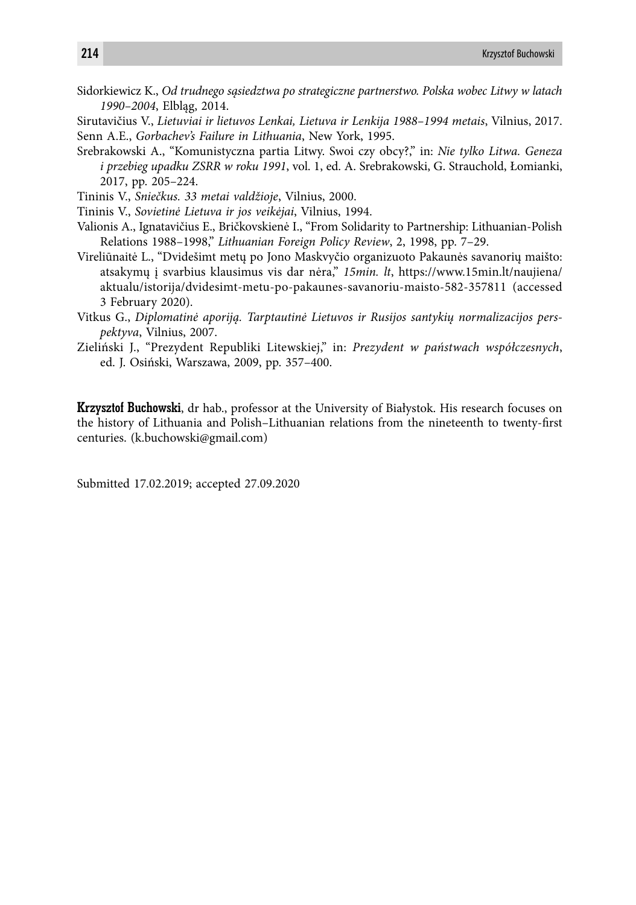Sidorkiewicz K., *Od trudnego sąsiedztwa po strategiczne partnerstwo. Polska wobec Litwy w latach 1990–2004*, Elbląg, 2014.

Sirutavičius V., *Lietuviai ir lietuvos Lenkai, Lietuva ir Lenkija 1988–1994 metais*, Vilnius, 2017.

Senn A.E., *Gorbachev's Failure in Lithuania*, New York, 1995.

Srebrakowski A., "Komunistyczna partia Litwy. Swoi czy obcy?," in: *Nie tylko Litwa. Geneza i przebieg upadku ZSRR w roku 1991*, vol. 1, ed. A. Srebrakowski, G. Strauchold, Łomianki, 2017, pp. 205–224.

Tininis V., *Sniečkus. 33 metai valdžioje*, Vilnius, 2000.

Tininis V., *Sovietinė Lietuva ir jos veikėjai*, Vilnius, 1994.

Valionis A., Ignatavičius E., Bričkovskienė I., "From Solidarity to Partnership: Lithuanian-Polish Relations 1988–1998," *Lithuanian Foreign Policy Review*, 2, 1998, pp. 7–29.

Vireliūnaitė L., "Dvidešimt metų po Jono Maskvyčio organizuoto Pakaunės savanorių maišto: atsakymų į svarbius klausimus vis dar nėra," *15min. lt*, https://www.15min.lt/naujiena/aktualu/istorija/dvidesimt-metu-po-pakaunes-savanoriu-maisto-582-357811 (accessed 3 February 2020).

Vitkus G., *Diplomatinė aporiją. Tarptautinė Lietuvos ir Rusijos santykių normalizacijos perspektyva*, Vilnius, 2007.

Zieliński J., "Prezydent Republiki Litewskiej," in: *Prezydent w państwach współczesnych*, ed. J. Osiński, Warszawa, 2009, pp. 357–400.

**Krzysztof Buchowski**, dr hab., professor at the University of Białystok. His research focuses on the history of Lithuania and Polish–Lithuanian relations from the nineteenth to twenty-first centuries. (k.buchowski@gmail.com)

Submitted 17.02.2019; accepted 27.09.2020